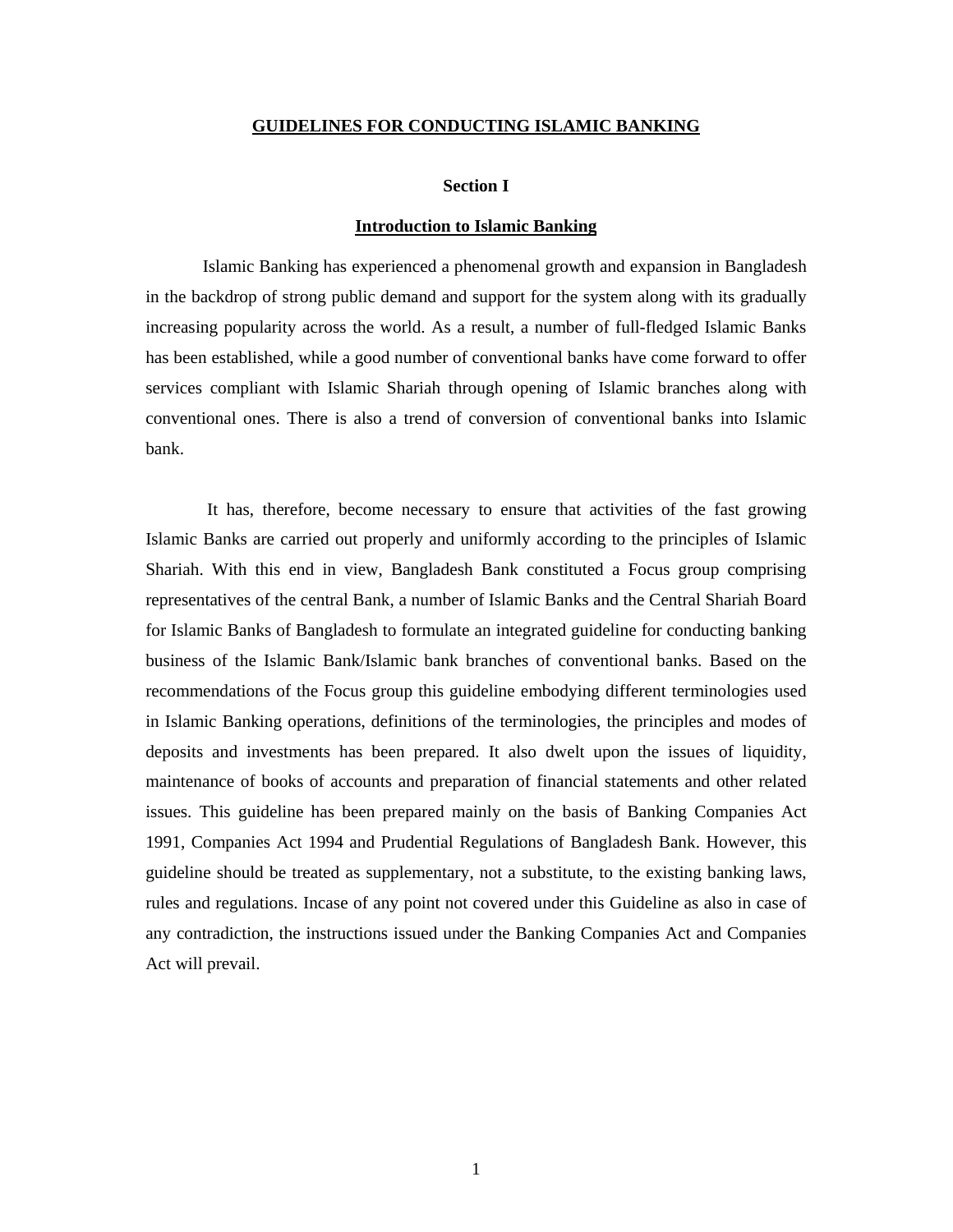# GUIDELINES FOR CONDUCTING ISLAMIC BANKING

## Section I

## Introduction to Islamic Banking

Islamic Banking has experienced a phenomenal growth and expansion in Bangladesh in the backdrop of strong public demand and support for the system along with its gradually increasing popularity across the world. As a result, a number of full-fledged Islamic Banks has been established, while a good number of conventional banks have come forward to offer services compliant with Islamic Shariah through opening of Islamic branches along with conventional ones. There is also a trend of conversion of conventional banks into Islamic bank.

It has, therefore, become necessary to ensure that activities of the fast growing Islamic Banks are carried out properly and uniformly according to the principles of Islamic Shariah. With this end in view, Bangladesh Bank constituted a Focus group comprising representatives of the central Bank, a number of Islamic Banks and the Central Shariah Board for Islamic Banks of Bangladesh to formulate an integrated guideline for conducting banking business of the Islamic Bank/Islamic bank branches of conventional banks. Based on the recommendations of the Focus group this guideline embodying different terminologies used in Islamic Banking operations, definitions of the terminologies, the principles and modes of deposits and investments has been prepared. It also dwelt upon the issues of liquidity, maintenance of books of accounts and preparation of financial statements and other related issues. This guideline has been prepared mainly on the basis of Banking Companies Act 1991, Companies Act 1994 and Prudential Regulations of Bangladesh Bank. However, this guideline should be treated as supplementary, not a substitute, to the existing banking laws, rules and regulations. Incase of any point not covered under this Guideline as also in case of any contradiction, the instructions issued under the Banking Companies Act and Companies Act will prevail.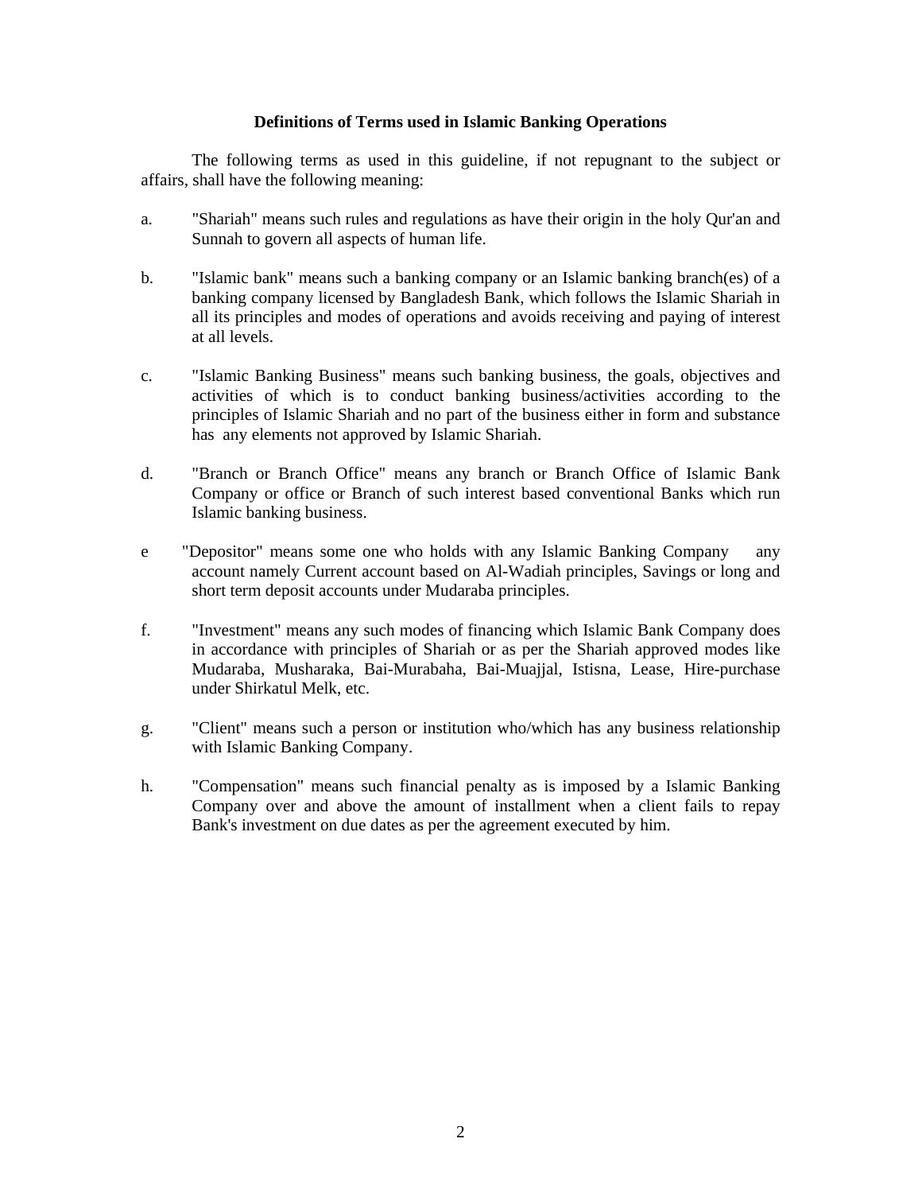**Definitions of Terms used in Islamic Banking Operations**

The following terms as used in this guideline, if not repugnant to the subject or affairs, shall have the following meaning:

a. "Shariah" means such rules and regulations as have their origin in the holy Qur'an and Sunnah to govern all aspects of human life.

b. "Islamic bank" means such a banking company or an Islamic banking branch(es) of a banking company licensed by Bangladesh Bank, which follows the Islamic Shariah in all its principles and modes of operations and avoids receiving and paying of interest at all levels.

c. "Islamic Banking Business" means such banking business, the goals, objectives and activities of which is to conduct banking business/activities according to the principles of Islamic Shariah and no part of the business either in form and substance has any elements not approved by Islamic Shariah.

d. "Branch or Branch Office" means any branch or Branch Office of Islamic Bank Company or office or Branch of such interest based conventional Banks which run Islamic banking business.

e "Depositor" means some one who holds with any Islamic Banking Company any account namely Current account based on Al-Wadiah principles, Savings or long and short term deposit accounts under Mudaraba principles.

f. "Investment" means any such modes of financing which Islamic Bank Company does in accordance with principles of Shariah or as per the Shariah approved modes like Mudaraba, Musharaka, Bai-Murabaha, Bai-Muajjal, Istisna, Lease, Hire-purchase under Shirkatul Melk, etc.

g. "Client" means such a person or institution who/which has any business relationship with Islamic Banking Company.

h. "Compensation" means such financial penalty as is imposed by a Islamic Banking Company over and above the amount of installment when a client fails to repay Bank's investment on due dates as per the agreement executed by him.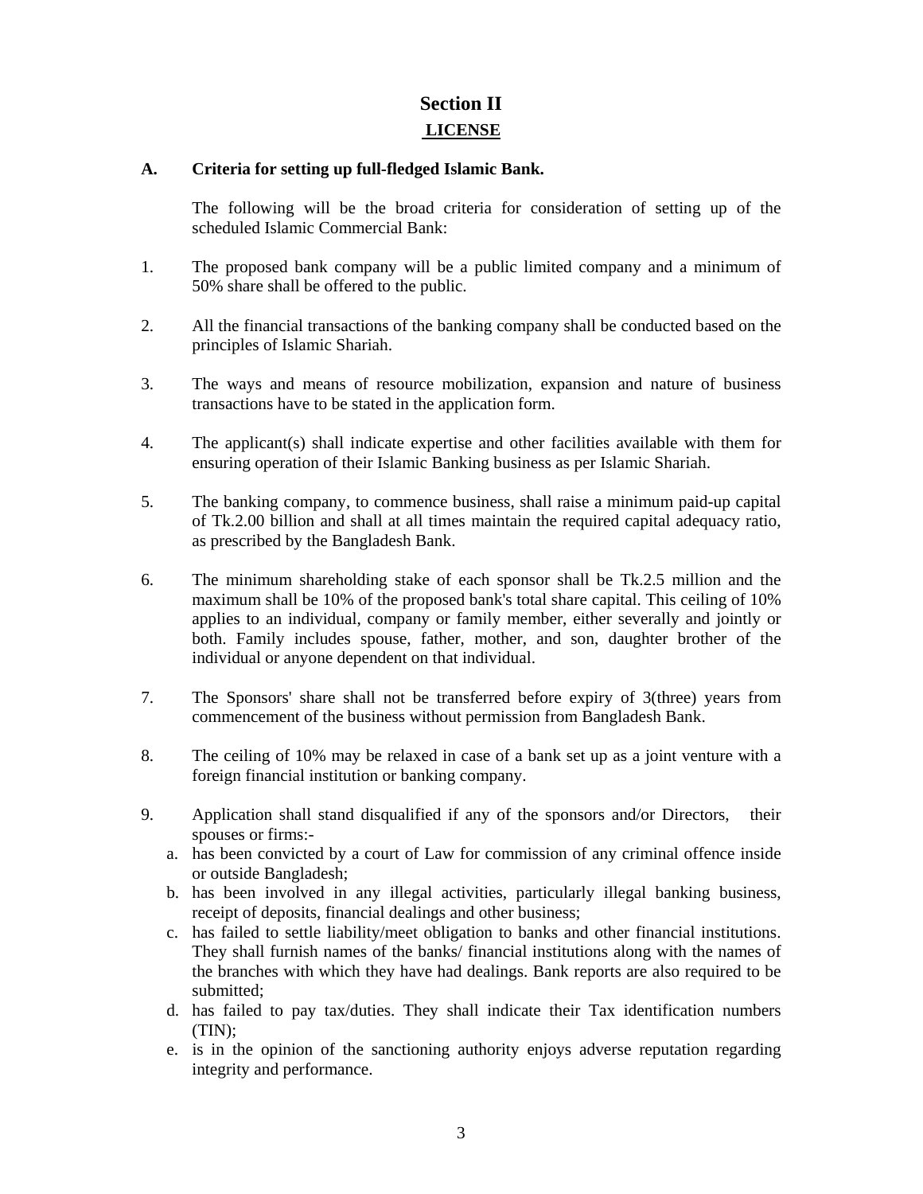# Section II

## LICENSE

**A. Criteria for setting up full-fledged Islamic Bank.**

The following will be the broad criteria for consideration of setting up of the scheduled Islamic Commercial Bank:

1. The proposed bank company will be a public limited company and a minimum of 50% share shall be offered to the public.

2. All the financial transactions of the banking company shall be conducted based on the principles of Islamic Shariah.

3. The ways and means of resource mobilization, expansion and nature of business transactions have to be stated in the application form.

4. The applicant(s) shall indicate expertise and other facilities available with them for ensuring operation of their Islamic Banking business as per Islamic Shariah.

5. The banking company, to commence business, shall raise a minimum paid-up capital of Tk.2.00 billion and shall at all times maintain the required capital adequacy ratio, as prescribed by the Bangladesh Bank.

6. The minimum shareholding stake of each sponsor shall be Tk.2.5 million and the maximum shall be 10% of the proposed bank's total share capital. This ceiling of 10% applies to an individual, company or family member, either severally and jointly or both. Family includes spouse, father, mother, and son, daughter brother of the individual or anyone dependent on that individual.

7. The Sponsors' share shall not be transferred before expiry of 3(three) years from commencement of the business without permission from Bangladesh Bank.

8. The ceiling of 10% may be relaxed in case of a bank set up as a joint venture with a foreign financial institution or banking company.

9. Application shall stand disqualified if any of the sponsors and/or Directors, their spouses or firms:-
   a. has been convicted by a court of Law for commission of any criminal offence inside or outside Bangladesh;
   b. has been involved in any illegal activities, particularly illegal banking business, receipt of deposits, financial dealings and other business;
   c. has failed to settle liability/meet obligation to banks and other financial institutions. They shall furnish names of the banks/ financial institutions along with the names of the branches with which they have had dealings. Bank reports are also required to be submitted;
   d. has failed to pay tax/duties. They shall indicate their Tax identification numbers (TIN);
   e. is in the opinion of the sanctioning authority enjoys adverse reputation regarding integrity and performance.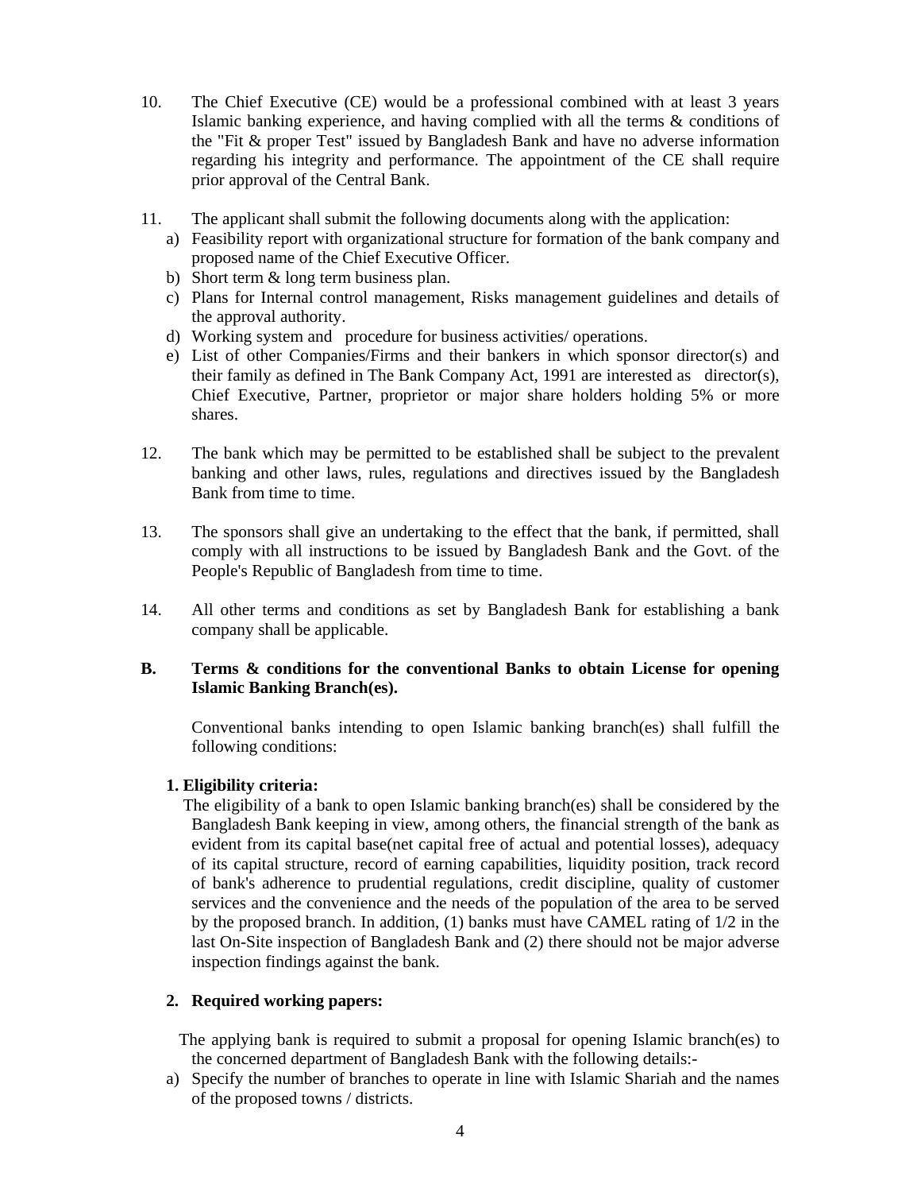10. The Chief Executive (CE) would be a professional combined with at least 3 years Islamic banking experience, and having complied with all the terms & conditions of the "Fit & proper Test" issued by Bangladesh Bank and have no adverse information regarding his integrity and performance. The appointment of the CE shall require prior approval of the Central Bank.

11. The applicant shall submit the following documents along with the application:
   a) Feasibility report with organizational structure for formation of the bank company and proposed name of the Chief Executive Officer.
   b) Short term & long term business plan.
   c) Plans for Internal control management, Risks management guidelines and details of the approval authority.
   d) Working system and procedure for business activities/ operations.
   e) List of other Companies/Firms and their bankers in which sponsor director(s) and their family as defined in The Bank Company Act, 1991 are interested as director(s), Chief Executive, Partner, proprietor or major share holders holding 5% or more shares.

12. The bank which may be permitted to be established shall be subject to the prevalent banking and other laws, rules, regulations and directives issued by the Bangladesh Bank from time to time.

13. The sponsors shall give an undertaking to the effect that the bank, if permitted, shall comply with all instructions to be issued by Bangladesh Bank and the Govt. of the People's Republic of Bangladesh from time to time.

14. All other terms and conditions as set by Bangladesh Bank for establishing a bank company shall be applicable.

## B. Terms & conditions for the conventional Banks to obtain License for opening Islamic Banking Branch(es).

Conventional banks intending to open Islamic banking branch(es) shall fulfill the following conditions:

**1. Eligibility criteria:**

The eligibility of a bank to open Islamic banking branch(es) shall be considered by the Bangladesh Bank keeping in view, among others, the financial strength of the bank as evident from its capital base(net capital free of actual and potential losses), adequacy of its capital structure, record of earning capabilities, liquidity position, track record of bank's adherence to prudential regulations, credit discipline, quality of customer services and the convenience and the needs of the population of the area to be served by the proposed branch. In addition, (1) banks must have CAMEL rating of 1/2 in the last On-Site inspection of Bangladesh Bank and (2) there should not be major adverse inspection findings against the bank.

**2. Required working papers:**

The applying bank is required to submit a proposal for opening Islamic branch(es) to the concerned department of Bangladesh Bank with the following details:-

a) Specify the number of branches to operate in line with Islamic Shariah and the names of the proposed towns / districts.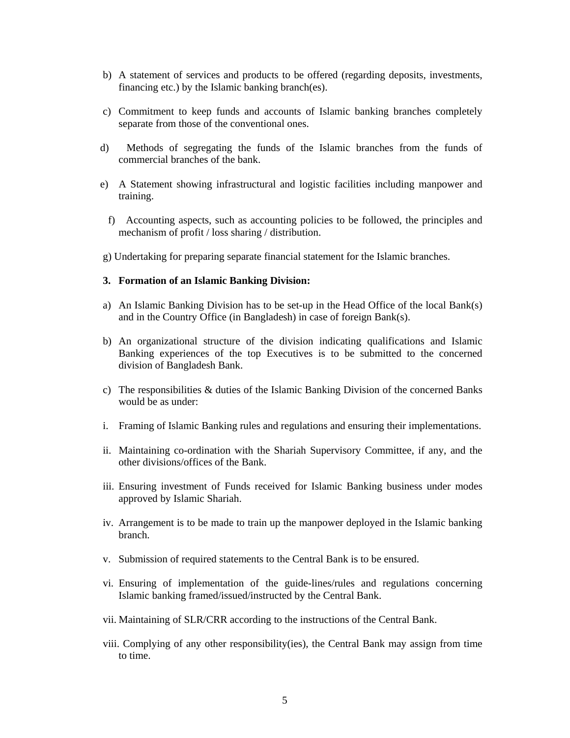b) A statement of services and products to be offered (regarding deposits, investments, financing etc.) by the Islamic banking branch(es).

c) Commitment to keep funds and accounts of Islamic banking branches completely separate from those of the conventional ones.

d) Methods of segregating the funds of the Islamic branches from the funds of commercial branches of the bank.

e) A Statement showing infrastructural and logistic facilities including manpower and training.

f) Accounting aspects, such as accounting policies to be followed, the principles and mechanism of profit / loss sharing / distribution.

g) Undertaking for preparing separate financial statement for the Islamic branches.

**3. Formation of an Islamic Banking Division:**

a) An Islamic Banking Division has to be set-up in the Head Office of the local Bank(s) and in the Country Office (in Bangladesh) in case of foreign Bank(s).

b) An organizational structure of the division indicating qualifications and Islamic Banking experiences of the top Executives is to be submitted to the concerned division of Bangladesh Bank.

c) The responsibilities & duties of the Islamic Banking Division of the concerned Banks would be as under:

i. Framing of Islamic Banking rules and regulations and ensuring their implementations.

ii. Maintaining co-ordination with the Shariah Supervisory Committee, if any, and the other divisions/offices of the Bank.

iii. Ensuring investment of Funds received for Islamic Banking business under modes approved by Islamic Shariah.

iv. Arrangement is to be made to train up the manpower deployed in the Islamic banking branch.

v. Submission of required statements to the Central Bank is to be ensured.

vi. Ensuring of implementation of the guide-lines/rules and regulations concerning Islamic banking framed/issued/instructed by the Central Bank.

vii. Maintaining of SLR/CRR according to the instructions of the Central Bank.

viii. Complying of any other responsibility(ies), the Central Bank may assign from time to time.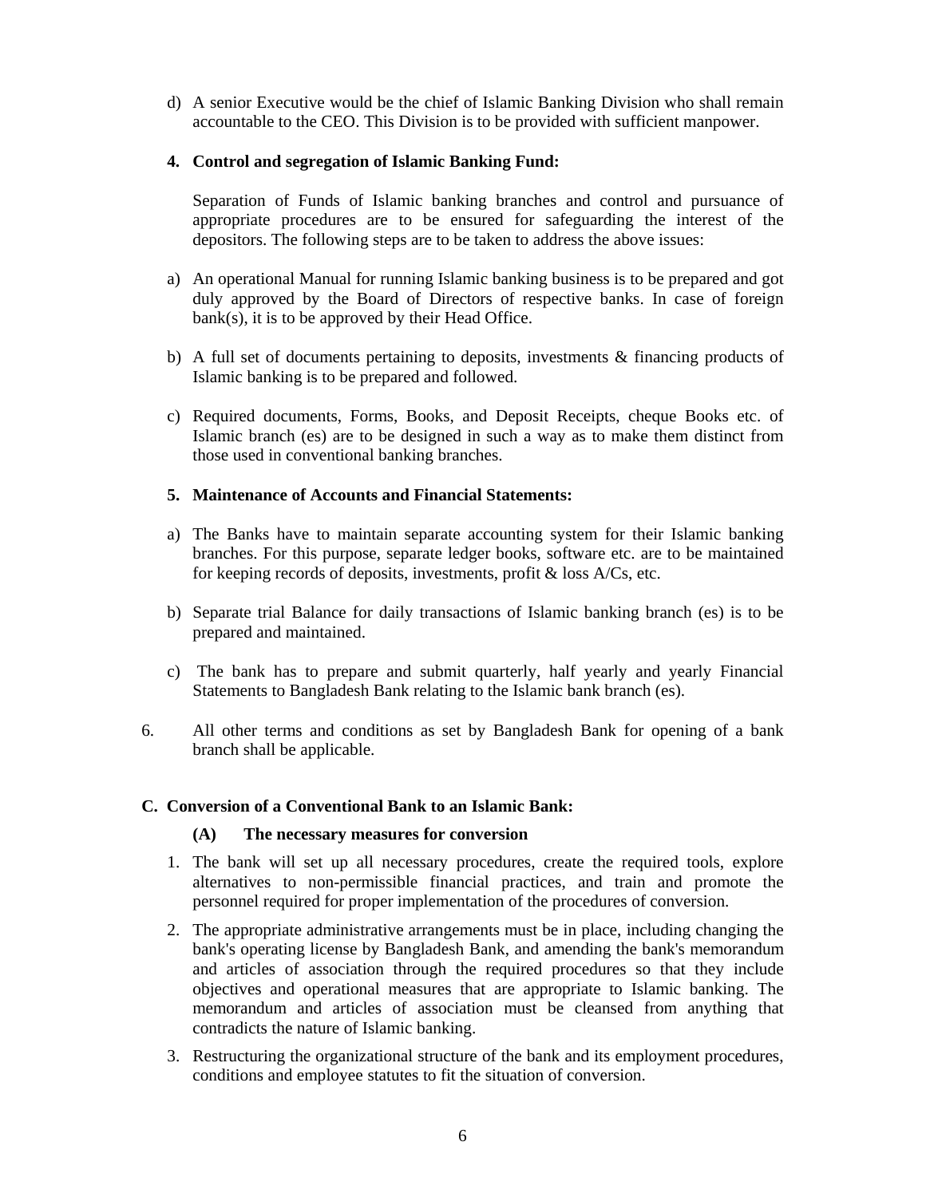d) A senior Executive would be the chief of Islamic Banking Division who shall remain accountable to the CEO. This Division is to be provided with sufficient manpower.

**4. Control and segregation of Islamic Banking Fund:**

Separation of Funds of Islamic banking branches and control and pursuance of appropriate procedures are to be ensured for safeguarding the interest of the depositors. The following steps are to be taken to address the above issues:

a) An operational Manual for running Islamic banking business is to be prepared and got duly approved by the Board of Directors of respective banks. In case of foreign bank(s), it is to be approved by their Head Office.

b) A full set of documents pertaining to deposits, investments & financing products of Islamic banking is to be prepared and followed.

c) Required documents, Forms, Books, and Deposit Receipts, cheque Books etc. of Islamic branch (es) are to be designed in such a way as to make them distinct from those used in conventional banking branches.

**5. Maintenance of Accounts and Financial Statements:**

a) The Banks have to maintain separate accounting system for their Islamic banking branches. For this purpose, separate ledger books, software etc. are to be maintained for keeping records of deposits, investments, profit & loss A/Cs, etc.

b) Separate trial Balance for daily transactions of Islamic banking branch (es) is to be prepared and maintained.

c) The bank has to prepare and submit quarterly, half yearly and yearly Financial Statements to Bangladesh Bank relating to the Islamic bank branch (es).

6. All other terms and conditions as set by Bangladesh Bank for opening of a bank branch shall be applicable.

**C. Conversion of a Conventional Bank to an Islamic Bank:**

**(A) The necessary measures for conversion**

1. The bank will set up all necessary procedures, create the required tools, explore alternatives to non-permissible financial practices, and train and promote the personnel required for proper implementation of the procedures of conversion.
2. The appropriate administrative arrangements must be in place, including changing the bank's operating license by Bangladesh Bank, and amending the bank's memorandum and articles of association through the required procedures so that they include objectives and operational measures that are appropriate to Islamic banking. The memorandum and articles of association must be cleansed from anything that contradicts the nature of Islamic banking.
3. Restructuring the organizational structure of the bank and its employment procedures, conditions and employee statutes to fit the situation of conversion.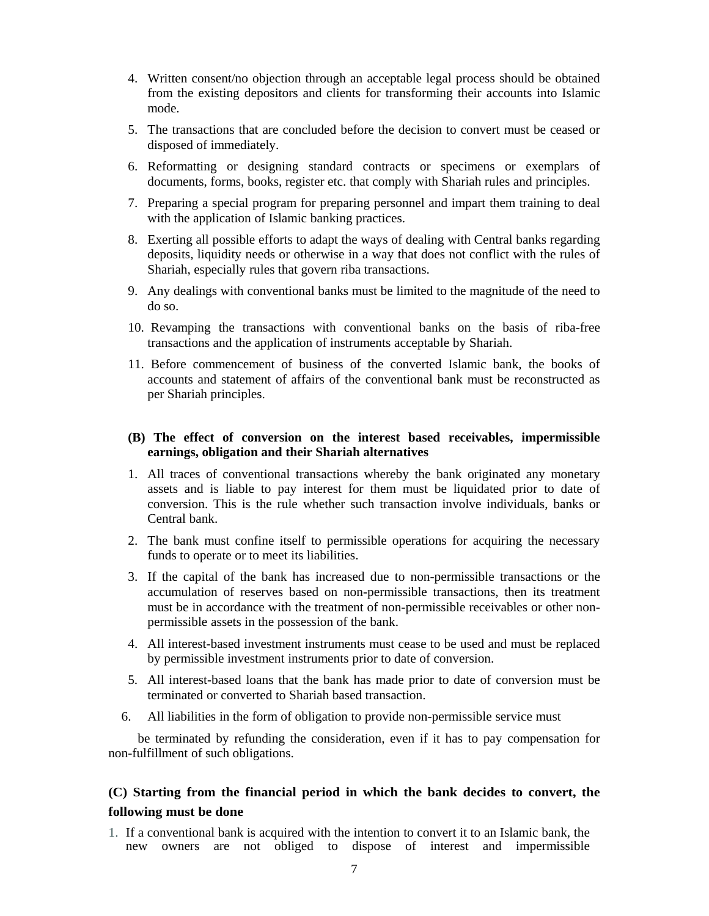4. Written consent/no objection through an acceptable legal process should be obtained from the existing depositors and clients for transforming their accounts into Islamic mode.
5. The transactions that are concluded before the decision to convert must be ceased or disposed of immediately.
6. Reformatting or designing standard contracts or specimens or exemplars of documents, forms, books, register etc. that comply with Shariah rules and principles.
7. Preparing a special program for preparing personnel and impart them training to deal with the application of Islamic banking practices.
8. Exerting all possible efforts to adapt the ways of dealing with Central banks regarding deposits, liquidity needs or otherwise in a way that does not conflict with the rules of Shariah, especially rules that govern riba transactions.
9. Any dealings with conventional banks must be limited to the magnitude of the need to do so.
10. Revamping the transactions with conventional banks on the basis of riba-free transactions and the application of instruments acceptable by Shariah.
11. Before commencement of business of the converted Islamic bank, the books of accounts and statement of affairs of the conventional bank must be reconstructed as per Shariah principles.

**(B) The effect of conversion on the interest based receivables, impermissible earnings, obligation and their Shariah alternatives**

1. All traces of conventional transactions whereby the bank originated any monetary assets and is liable to pay interest for them must be liquidated prior to date of conversion. This is the rule whether such transaction involve individuals, banks or Central bank.
2. The bank must confine itself to permissible operations for acquiring the necessary funds to operate or to meet its liabilities.
3. If the capital of the bank has increased due to non-permissible transactions or the accumulation of reserves based on non-permissible transactions, then its treatment must be in accordance with the treatment of non-permissible receivables or other non-permissible assets in the possession of the bank.
4. All interest-based investment instruments must cease to be used and must be replaced by permissible investment instruments prior to date of conversion.
5. All interest-based loans that the bank has made prior to date of conversion must be terminated or converted to Shariah based transaction.
6. All liabilities in the form of obligation to provide non-permissible service must

be terminated by refunding the consideration, even if it has to pay compensation for non-fulfillment of such obligations.

**(C) Starting from the financial period in which the bank decides to convert, the following must be done**

1. If a conventional bank is acquired with the intention to convert it to an Islamic bank, the new owners are not obliged to dispose of interest and impermissible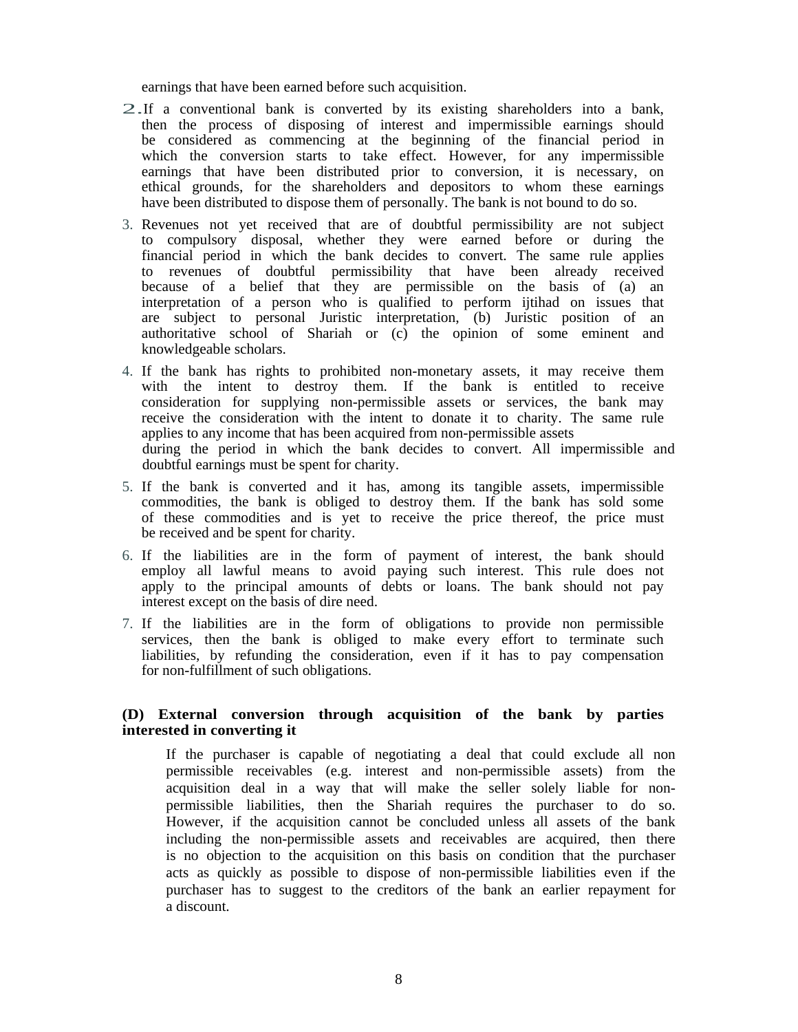earnings that have been earned before such acquisition.

2. If a conventional bank is converted by its existing shareholders into a bank, then the process of disposing of interest and impermissible earnings should be considered as commencing at the beginning of the financial period in which the conversion starts to take effect. However, for any impermissible earnings that have been distributed prior to conversion, it is necessary, on ethical grounds, for the shareholders and depositors to whom these earnings have been distributed to dispose them of personally. The bank is not bound to do so.
3. Revenues not yet received that are of doubtful permissibility are not subject to compulsory disposal, whether they were earned before or during the financial period in which the bank decides to convert. The same rule applies to revenues of doubtful permissibility that have been already received because of a belief that they are permissible on the basis of (a) an interpretation of a person who is qualified to perform ijtihad on issues that are subject to personal Juristic interpretation, (b) Juristic position of an authoritative school of Shariah or (c) the opinion of some eminent and knowledgeable scholars.
4. If the bank has rights to prohibited non-monetary assets, it may receive them with the intent to destroy them. If the bank is entitled to receive consideration for supplying non-permissible assets or services, the bank may receive the consideration with the intent to donate it to charity. The same rule applies to any income that has been acquired from non-permissible assets during the period in which the bank decides to convert. All impermissible and doubtful earnings must be spent for charity.
5. If the bank is converted and it has, among its tangible assets, impermissible commodities, the bank is obliged to destroy them. If the bank has sold some of these commodities and is yet to receive the price thereof, the price must be received and be spent for charity.
6. If the liabilities are in the form of payment of interest, the bank should employ all lawful means to avoid paying such interest. This rule does not apply to the principal amounts of debts or loans. The bank should not pay interest except on the basis of dire need.
7. If the liabilities are in the form of obligations to provide non permissible services, then the bank is obliged to make every effort to terminate such liabilities, by refunding the consideration, even if it has to pay compensation for non-fulfillment of such obligations.

**(D) External conversion through acquisition of the bank by parties interested in converting it**

If the purchaser is capable of negotiating a deal that could exclude all non permissible receivables (e.g. interest and non-permissible assets) from the acquisition deal in a way that will make the seller solely liable for non-permissible liabilities, then the Shariah requires the purchaser to do so. However, if the acquisition cannot be concluded unless all assets of the bank including the non-permissible assets and receivables are acquired, then there is no objection to the acquisition on this basis on condition that the purchaser acts as quickly as possible to dispose of non-permissible liabilities even if the purchaser has to suggest to the creditors of the bank an earlier repayment for a discount.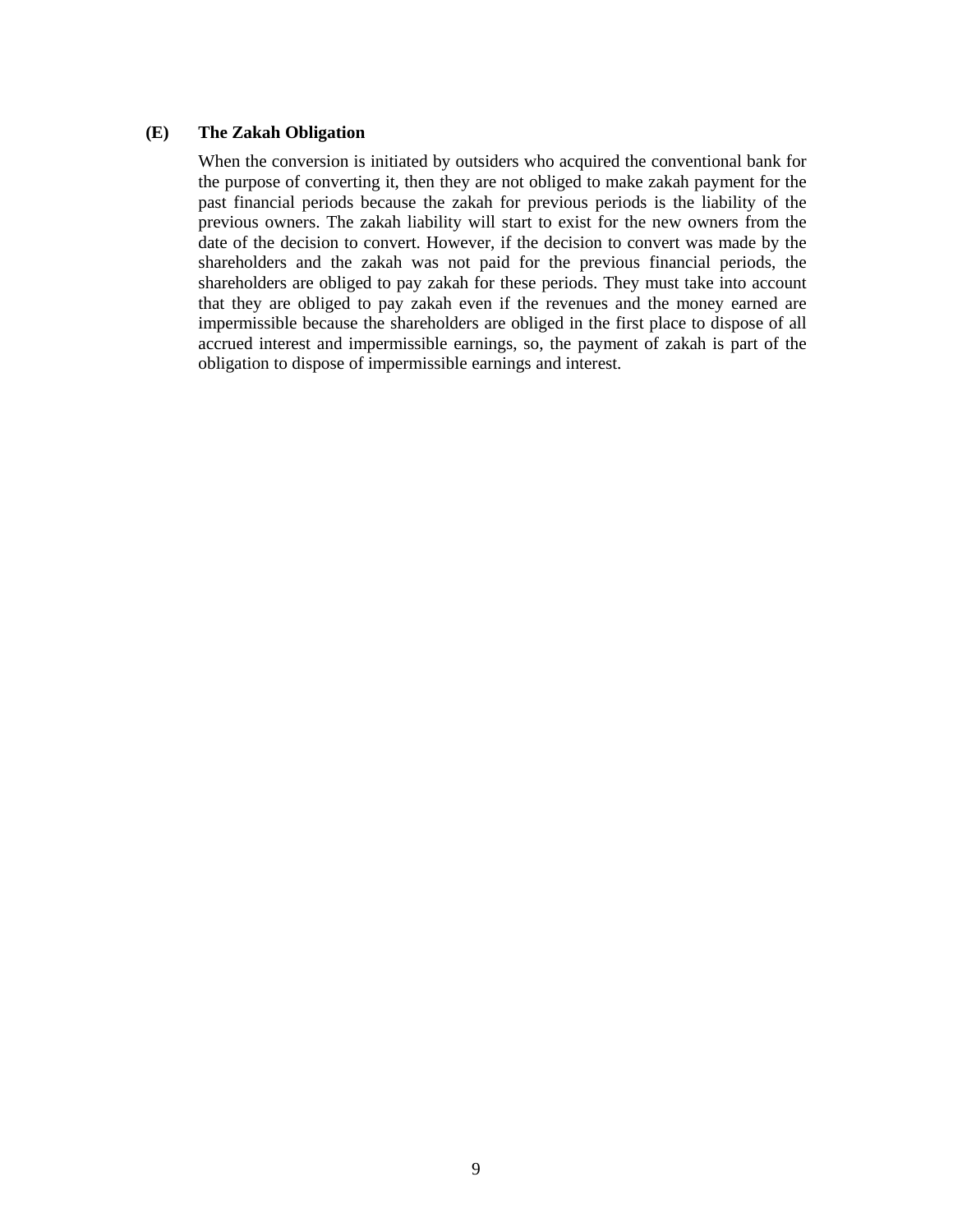### (E) The Zakah Obligation

When the conversion is initiated by outsiders who acquired the conventional bank for the purpose of converting it, then they are not obliged to make zakah payment for the past financial periods because the zakah for previous periods is the liability of the previous owners. The zakah liability will start to exist for the new owners from the date of the decision to convert. However, if the decision to convert was made by the shareholders and the zakah was not paid for the previous financial periods, the shareholders are obliged to pay zakah for these periods. They must take into account that they are obliged to pay zakah even if the revenues and the money earned are impermissible because the shareholders are obliged in the first place to dispose of all accrued interest and impermissible earnings, so, the payment of zakah is part of the obligation to dispose of impermissible earnings and interest.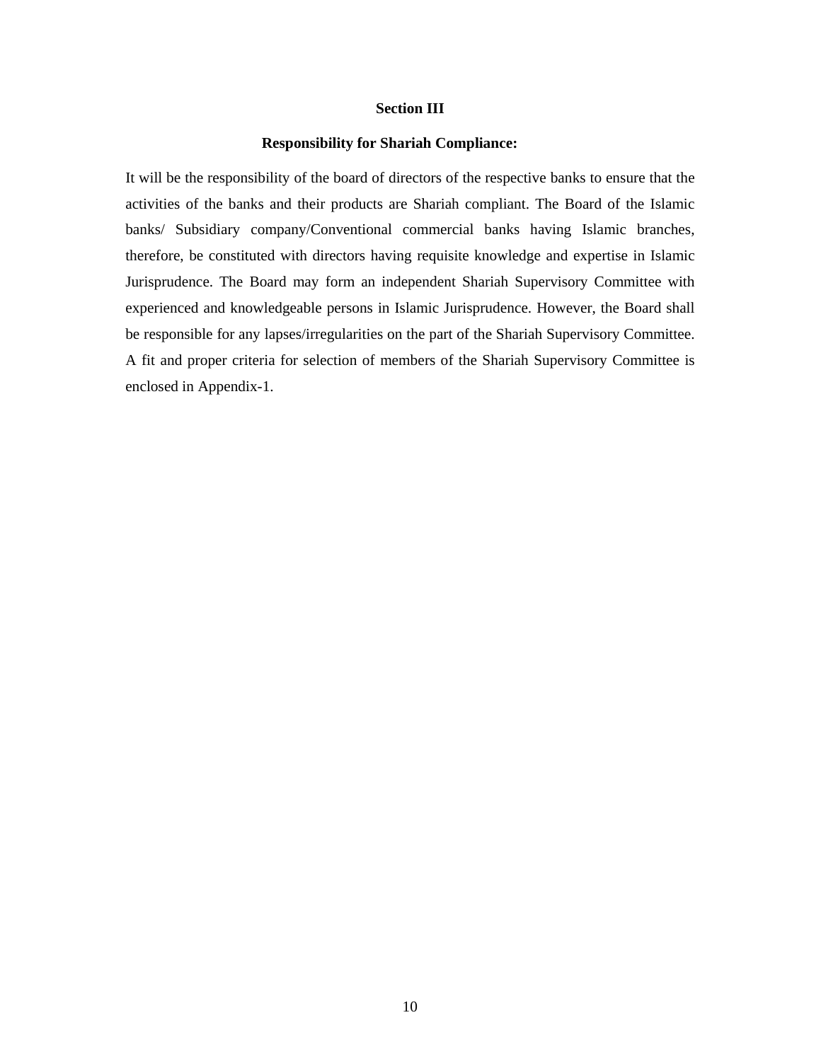## Section III

### Responsibility for Shariah Compliance:

It will be the responsibility of the board of directors of the respective banks to ensure that the activities of the banks and their products are Shariah compliant. The Board of the Islamic banks/ Subsidiary company/Conventional commercial banks having Islamic branches, therefore, be constituted with directors having requisite knowledge and expertise in Islamic Jurisprudence. The Board may form an independent Shariah Supervisory Committee with experienced and knowledgeable persons in Islamic Jurisprudence. However, the Board shall be responsible for any lapses/irregularities on the part of the Shariah Supervisory Committee. A fit and proper criteria for selection of members of the Shariah Supervisory Committee is enclosed in Appendix-1.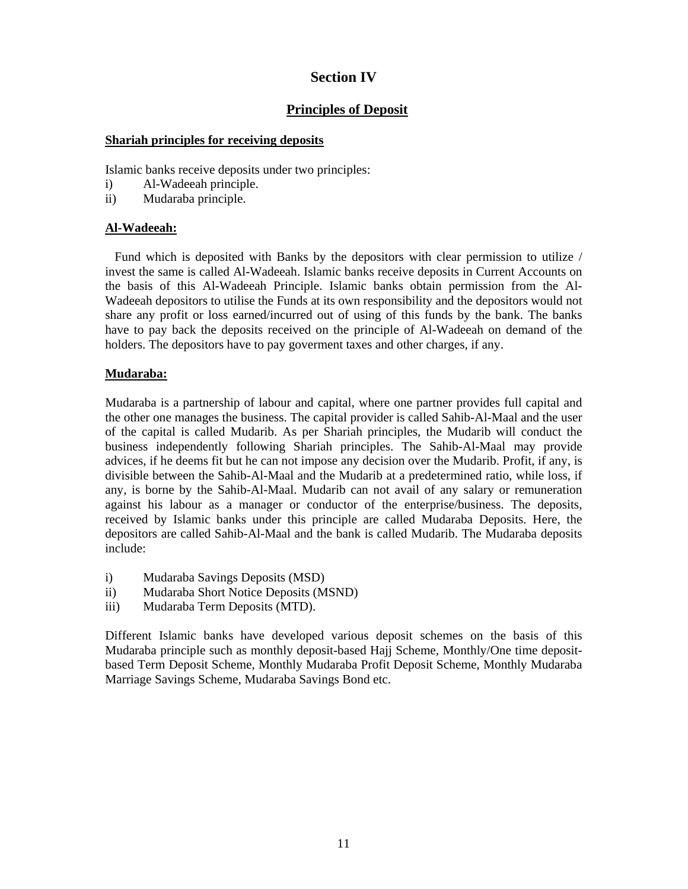# Section IV

## Principles of Deposit

**Shariah principles for receiving deposits**

Islamic banks receive deposits under two principles:

i) Al-Wadeeah principle.
ii) Mudaraba principle.

**Al-Wadeeah:**

Fund which is deposited with Banks by the depositors with clear permission to utilize / invest the same is called Al-Wadeeah. Islamic banks receive deposits in Current Accounts on the basis of this Al-Wadeeah Principle. Islamic banks obtain permission from the Al-Wadeeah depositors to utilise the Funds at its own responsibility and the depositors would not share any profit or loss earned/incurred out of using of this funds by the bank. The banks have to pay back the deposits received on the principle of Al-Wadeeah on demand of the holders. The depositors have to pay goverment taxes and other charges, if any.

**Mudaraba:**

Mudaraba is a partnership of labour and capital, where one partner provides full capital and the other one manages the business. The capital provider is called Sahib-Al-Maal and the user of the capital is called Mudarib. As per Shariah principles, the Mudarib will conduct the business independently following Shariah principles. The Sahib-Al-Maal may provide advices, if he deems fit but he can not impose any decision over the Mudarib. Profit, if any, is divisible between the Sahib-Al-Maal and the Mudarib at a predetermined ratio, while loss, if any, is borne by the Sahib-Al-Maal. Mudarib can not avail of any salary or remuneration against his labour as a manager or conductor of the enterprise/business. The deposits, received by Islamic banks under this principle are called Mudaraba Deposits. Here, the depositors are called Sahib-Al-Maal and the bank is called Mudarib. The Mudaraba deposits include:

i) Mudaraba Savings Deposits (MSD)
ii) Mudaraba Short Notice Deposits (MSND)
iii) Mudaraba Term Deposits (MTD).

Different Islamic banks have developed various deposit schemes on the basis of this Mudaraba principle such as monthly deposit-based Hajj Scheme, Monthly/One time deposit-based Term Deposit Scheme, Monthly Mudaraba Profit Deposit Scheme, Monthly Mudaraba Marriage Savings Scheme, Mudaraba Savings Bond etc.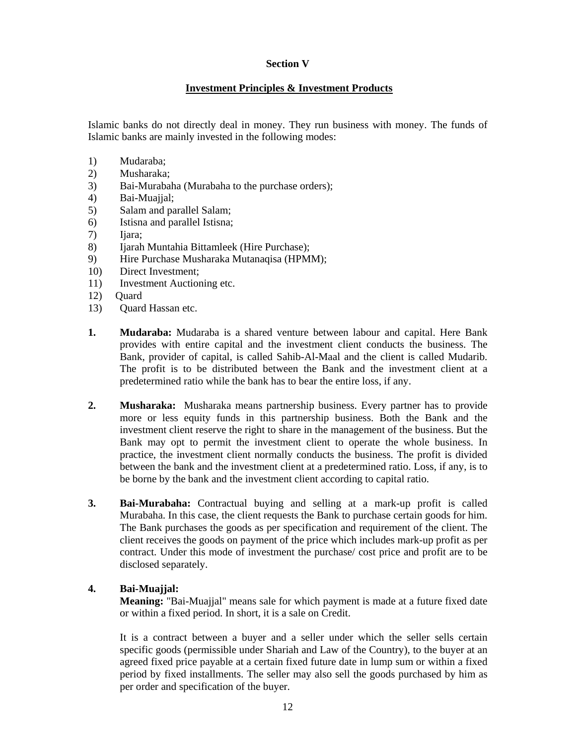## Section V

## Investment Principles & Investment Products

Islamic banks do not directly deal in money. They run business with money. The funds of Islamic banks are mainly invested in the following modes:

1) Mudaraba;
2) Musharaka;
3) Bai-Murabaha (Murabaha to the purchase orders);
4) Bai-Muajjal;
5) Salam and parallel Salam;
6) Istisna and parallel Istisna;
7) Ijara;
8) Ijarah Muntahia Bittamleek (Hire Purchase);
9) Hire Purchase Musharaka Mutanaqisa (HPMM);
10) Direct Investment;
11) Investment Auctioning etc.
12) Quard
13) Quard Hassan etc.

**1. Mudaraba:** Mudaraba is a shared venture between labour and capital. Here Bank provides with entire capital and the investment client conducts the business. The Bank, provider of capital, is called Sahib-Al-Maal and the client is called Mudarib. The profit is to be distributed between the Bank and the investment client at a predetermined ratio while the bank has to bear the entire loss, if any.

**2. Musharaka:** Musharaka means partnership business. Every partner has to provide more or less equity funds in this partnership business. Both the Bank and the investment client reserve the right to share in the management of the business. But the Bank may opt to permit the investment client to operate the whole business. In practice, the investment client normally conducts the business. The profit is divided between the bank and the investment client at a predetermined ratio. Loss, if any, is to be borne by the bank and the investment client according to capital ratio.

**3. Bai-Murabaha:** Contractual buying and selling at a mark-up profit is called Murabaha. In this case, the client requests the Bank to purchase certain goods for him. The Bank purchases the goods as per specification and requirement of the client. The client receives the goods on payment of the price which includes mark-up profit as per contract. Under this mode of investment the purchase/ cost price and profit are to be disclosed separately.

**4. Bai-Muajjal:**

**Meaning:** "Bai-Muajjal" means sale for which payment is made at a future fixed date or within a fixed period. In short, it is a sale on Credit.

It is a contract between a buyer and a seller under which the seller sells certain specific goods (permissible under Shariah and Law of the Country), to the buyer at an agreed fixed price payable at a certain fixed future date in lump sum or within a fixed period by fixed installments. The seller may also sell the goods purchased by him as per order and specification of the buyer.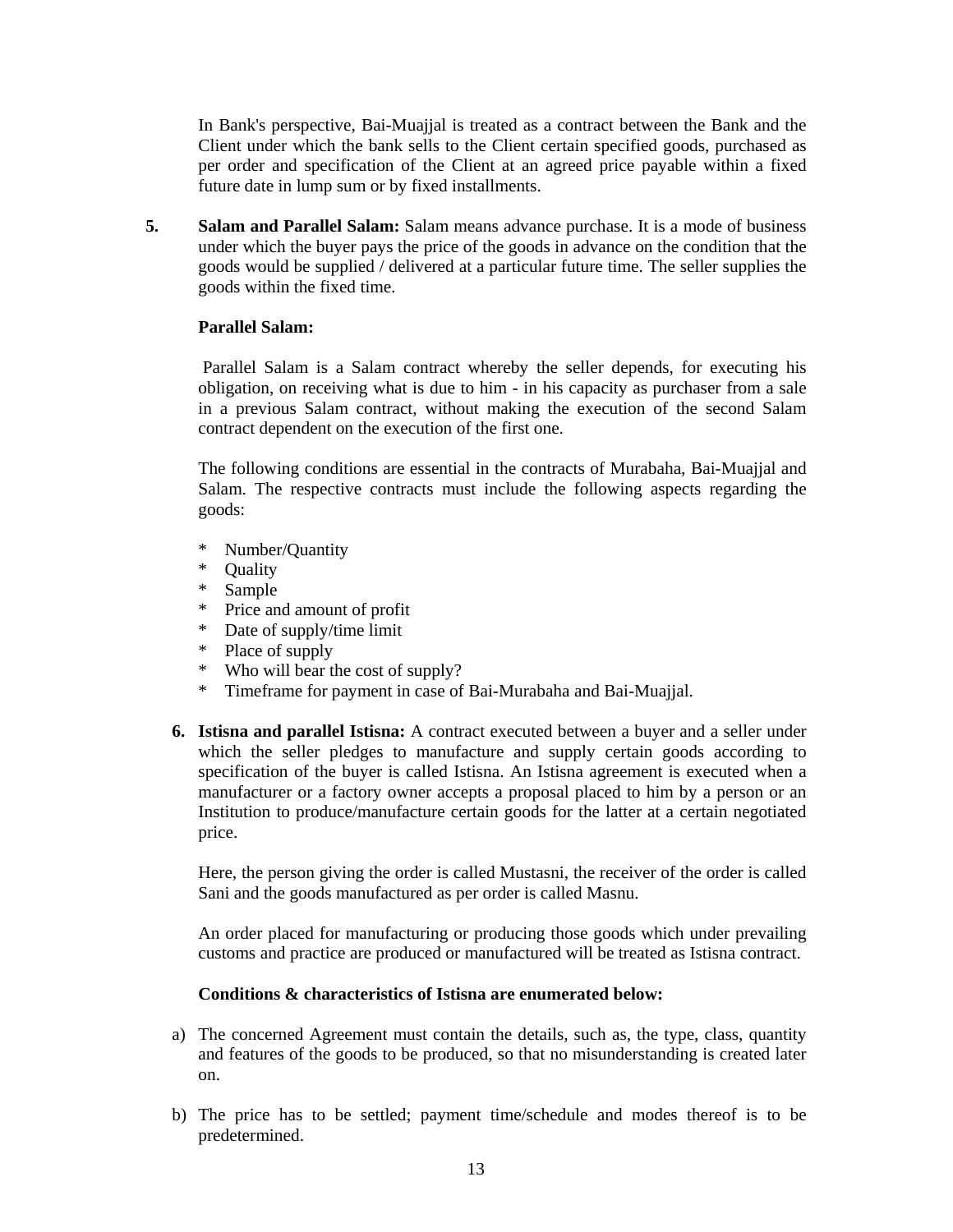In Bank's perspective, Bai-Muajjal is treated as a contract between the Bank and the Client under which the bank sells to the Client certain specified goods, purchased as per order and specification of the Client at an agreed price payable within a fixed future date in lump sum or by fixed installments.

5. **Salam and Parallel Salam:** Salam means advance purchase. It is a mode of business under which the buyer pays the price of the goods in advance on the condition that the goods would be supplied / delivered at a particular future time. The seller supplies the goods within the fixed time.

**Parallel Salam:**

Parallel Salam is a Salam contract whereby the seller depends, for executing his obligation, on receiving what is due to him - in his capacity as purchaser from a sale in a previous Salam contract, without making the execution of the second Salam contract dependent on the execution of the first one.

The following conditions are essential in the contracts of Murabaha, Bai-Muajjal and Salam. The respective contracts must include the following aspects regarding the goods:

* Number/Quantity
* Quality
* Sample
* Price and amount of profit
* Date of supply/time limit
* Place of supply
* Who will bear the cost of supply?
* Timeframe for payment in case of Bai-Murabaha and Bai-Muajjal.

6. **Istisna and parallel Istisna:** A contract executed between a buyer and a seller under which the seller pledges to manufacture and supply certain goods according to specification of the buyer is called Istisna. An Istisna agreement is executed when a manufacturer or a factory owner accepts a proposal placed to him by a person or an Institution to produce/manufacture certain goods for the latter at a certain negotiated price.

Here, the person giving the order is called Mustasni, the receiver of the order is called Sani and the goods manufactured as per order is called Masnu.

An order placed for manufacturing or producing those goods which under prevailing customs and practice are produced or manufactured will be treated as Istisna contract.

**Conditions & characteristics of Istisna are enumerated below:**

a) The concerned Agreement must contain the details, such as, the type, class, quantity and features of the goods to be produced, so that no misunderstanding is created later on.

b) The price has to be settled; payment time/schedule and modes thereof is to be predetermined.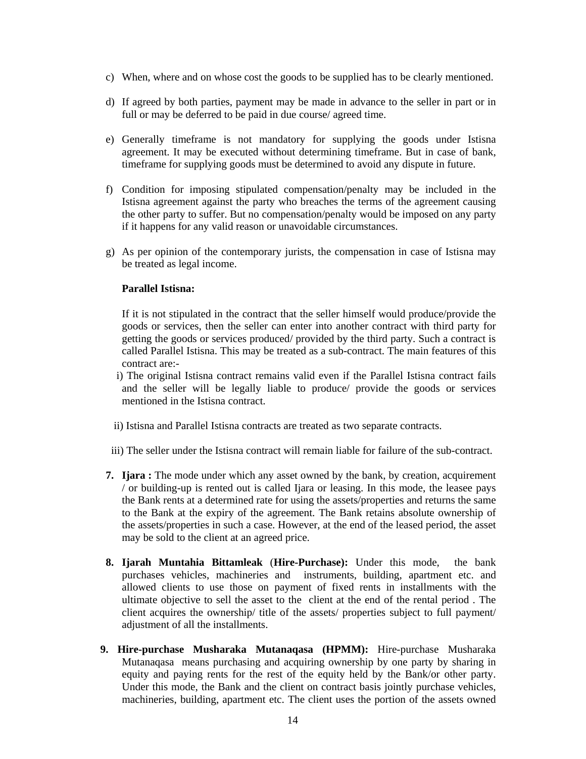c) When, where and on whose cost the goods to be supplied has to be clearly mentioned.

d) If agreed by both parties, payment may be made in advance to the seller in part or in full or may be deferred to be paid in due course/ agreed time.

e) Generally timeframe is not mandatory for supplying the goods under Istisna agreement. It may be executed without determining timeframe. But in case of bank, timeframe for supplying goods must be determined to avoid any dispute in future.

f) Condition for imposing stipulated compensation/penalty may be included in the Istisna agreement against the party who breaches the terms of the agreement causing the other party to suffer. But no compensation/penalty would be imposed on any party if it happens for any valid reason or unavoidable circumstances.

g) As per opinion of the contemporary jurists, the compensation in case of Istisna may be treated as legal income.

**Parallel Istisna:**

If it is not stipulated in the contract that the seller himself would produce/provide the goods or services, then the seller can enter into another contract with third party for getting the goods or services produced/ provided by the third party. Such a contract is called Parallel Istisna. This may be treated as a sub-contract. The main features of this contract are:-

i) The original Istisna contract remains valid even if the Parallel Istisna contract fails and the seller will be legally liable to produce/ provide the goods or services mentioned in the Istisna contract.

ii) Istisna and Parallel Istisna contracts are treated as two separate contracts.

iii) The seller under the Istisna contract will remain liable for failure of the sub-contract.

7. **Ijara :** The mode under which any asset owned by the bank, by creation, acquirement / or building-up is rented out is called Ijara or leasing. In this mode, the leasee pays the Bank rents at a determined rate for using the assets/properties and returns the same to the Bank at the expiry of the agreement. The Bank retains absolute ownership of the assets/properties in such a case. However, at the end of the leased period, the asset may be sold to the client at an agreed price.

8. **Ijarah Muntahia Bittamleak** (**Hire-Purchase):** Under this mode, the bank purchases vehicles, machineries and instruments, building, apartment etc. and allowed clients to use those on payment of fixed rents in installments with the ultimate objective to sell the asset to the client at the end of the rental period . The client acquires the ownership/ title of the assets/ properties subject to full payment/ adjustment of all the installments.

9. **Hire-purchase Musharaka Mutanaqasa (HPMM):** Hire-purchase Musharaka Mutanaqasa means purchasing and acquiring ownership by one party by sharing in equity and paying rents for the rest of the equity held by the Bank/or other party. Under this mode, the Bank and the client on contract basis jointly purchase vehicles, machineries, building, apartment etc. The client uses the portion of the assets owned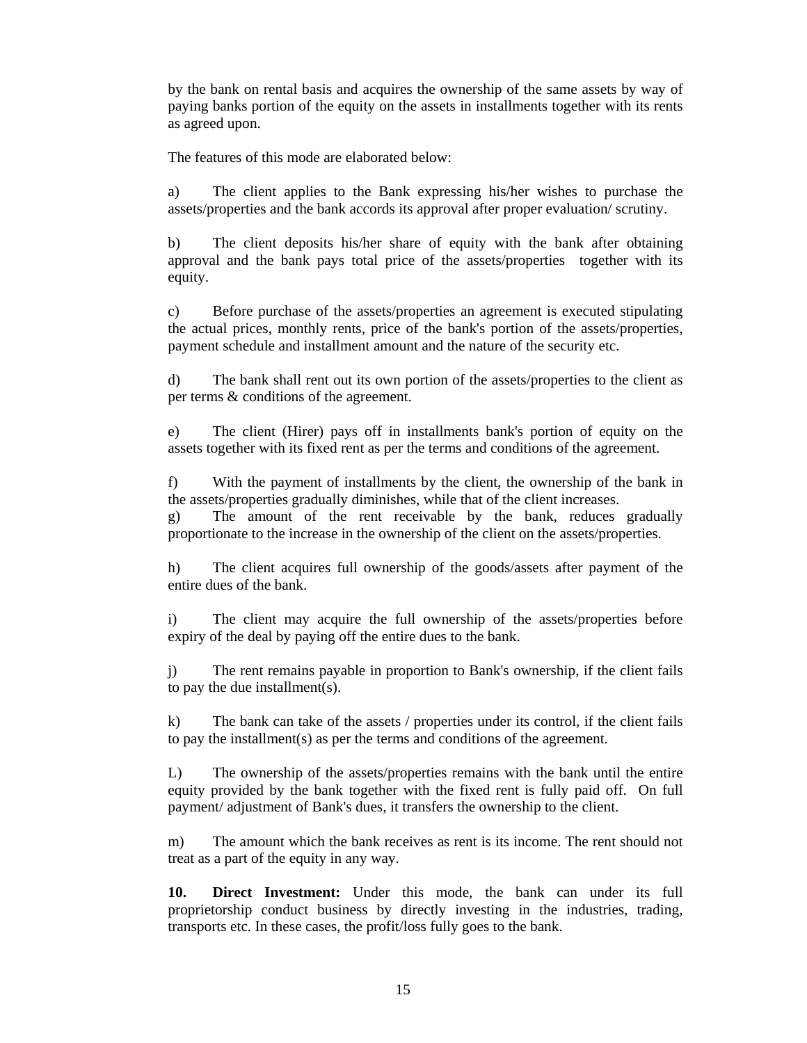by the bank on rental basis and acquires the ownership of the same assets by way of paying banks portion of the equity on the assets in installments together with its rents as agreed upon.

The features of this mode are elaborated below:

a) The client applies to the Bank expressing his/her wishes to purchase the assets/properties and the bank accords its approval after proper evaluation/ scrutiny.

b) The client deposits his/her share of equity with the bank after obtaining approval and the bank pays total price of the assets/properties together with its equity.

c) Before purchase of the assets/properties an agreement is executed stipulating the actual prices, monthly rents, price of the bank's portion of the assets/properties, payment schedule and installment amount and the nature of the security etc.

d) The bank shall rent out its own portion of the assets/properties to the client as per terms & conditions of the agreement.

e) The client (Hirer) pays off in installments bank's portion of equity on the assets together with its fixed rent as per the terms and conditions of the agreement.

f) With the payment of installments by the client, the ownership of the bank in the assets/properties gradually diminishes, while that of the client increases.

g) The amount of the rent receivable by the bank, reduces gradually proportionate to the increase in the ownership of the client on the assets/properties.

h) The client acquires full ownership of the goods/assets after payment of the entire dues of the bank.

i) The client may acquire the full ownership of the assets/properties before expiry of the deal by paying off the entire dues to the bank.

j) The rent remains payable in proportion to Bank's ownership, if the client fails to pay the due installment(s).

k) The bank can take of the assets / properties under its control, if the client fails to pay the installment(s) as per the terms and conditions of the agreement.

L) The ownership of the assets/properties remains with the bank until the entire equity provided by the bank together with the fixed rent is fully paid off. On full payment/ adjustment of Bank's dues, it transfers the ownership to the client.

m) The amount which the bank receives as rent is its income. The rent should not treat as a part of the equity in any way.

**10. Direct Investment:** Under this mode, the bank can under its full proprietorship conduct business by directly investing in the industries, trading, transports etc. In these cases, the profit/loss fully goes to the bank.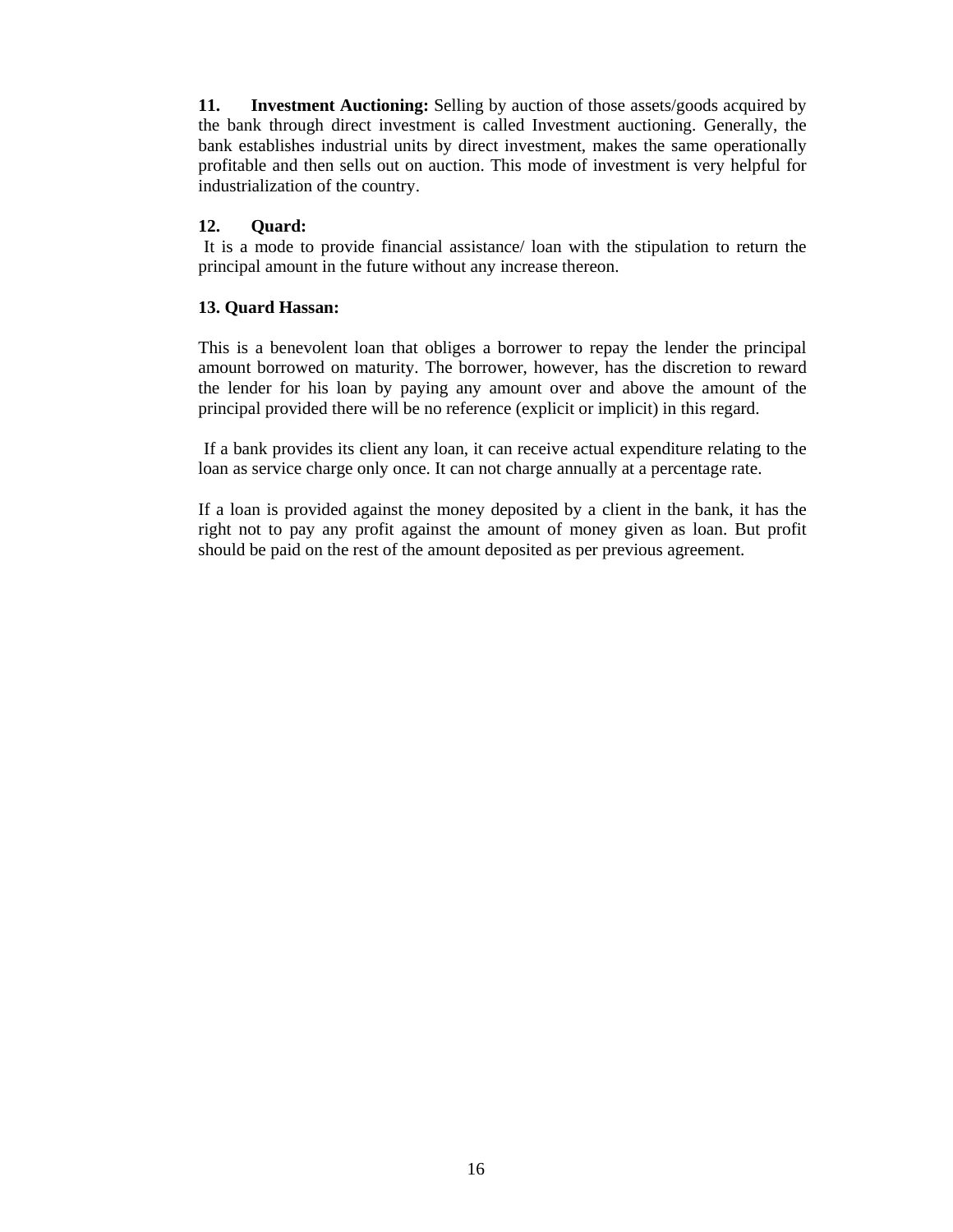**11. Investment Auctioning:** Selling by auction of those assets/goods acquired by the bank through direct investment is called Investment auctioning. Generally, the bank establishes industrial units by direct investment, makes the same operationally profitable and then sells out on auction. This mode of investment is very helpful for industrialization of the country.

**12. Quard:**

It is a mode to provide financial assistance/ loan with the stipulation to return the principal amount in the future without any increase thereon.

**13. Quard Hassan:**

This is a benevolent loan that obliges a borrower to repay the lender the principal amount borrowed on maturity. The borrower, however, has the discretion to reward the lender for his loan by paying any amount over and above the amount of the principal provided there will be no reference (explicit or implicit) in this regard.

If a bank provides its client any loan, it can receive actual expenditure relating to the loan as service charge only once. It can not charge annually at a percentage rate.

If a loan is provided against the money deposited by a client in the bank, it has the right not to pay any profit against the amount of money given as loan. But profit should be paid on the rest of the amount deposited as per previous agreement.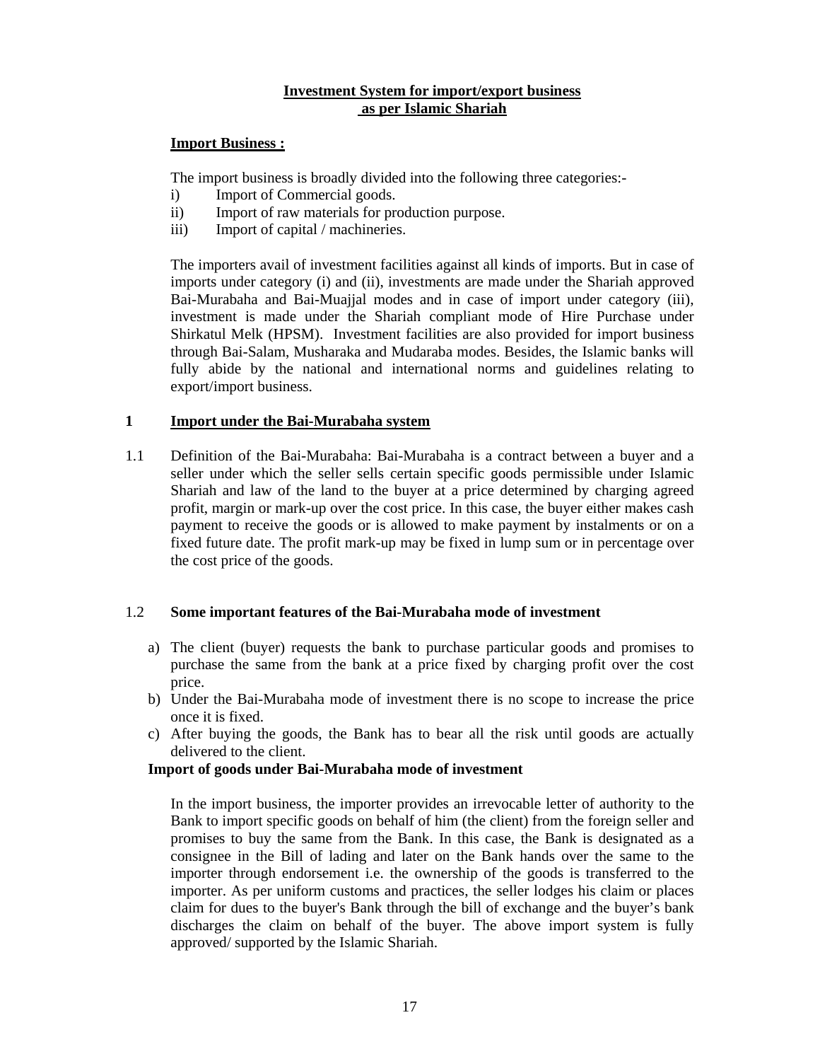## Investment System for import/export business as per Islamic Shariah

### Import Business :

The import business is broadly divided into the following three categories:-

i) Import of Commercial goods.
ii) Import of raw materials for production purpose.
iii) Import of capital / machineries.

The importers avail of investment facilities against all kinds of imports. But in case of imports under category (i) and (ii), investments are made under the Shariah approved Bai-Murabaha and Bai-Muajjal modes and in case of import under category (iii), investment is made under the Shariah compliant mode of Hire Purchase under Shirkatul Melk (HPSM). Investment facilities are also provided for import business through Bai-Salam, Musharaka and Mudaraba modes. Besides, the Islamic banks will fully abide by the national and international norms and guidelines relating to export/import business.

### 1 Import under the Bai-Murabaha system

1.1 Definition of the Bai-Murabaha: Bai-Murabaha is a contract between a buyer and a seller under which the seller sells certain specific goods permissible under Islamic Shariah and law of the land to the buyer at a price determined by charging agreed profit, margin or mark-up over the cost price. In this case, the buyer either makes cash payment to receive the goods or is allowed to make payment by instalments or on a fixed future date. The profit mark-up may be fixed in lump sum or in percentage over the cost price of the goods.

1.2 **Some important features of the Bai-Murabaha mode of investment**

a) The client (buyer) requests the bank to purchase particular goods and promises to purchase the same from the bank at a price fixed by charging profit over the cost price.
b) Under the Bai-Murabaha mode of investment there is no scope to increase the price once it is fixed.
c) After buying the goods, the Bank has to bear all the risk until goods are actually delivered to the client.

**Import of goods under Bai-Murabaha mode of investment**

In the import business, the importer provides an irrevocable letter of authority to the Bank to import specific goods on behalf of him (the client) from the foreign seller and promises to buy the same from the Bank. In this case, the Bank is designated as a consignee in the Bill of lading and later on the Bank hands over the same to the importer through endorsement i.e. the ownership of the goods is transferred to the importer. As per uniform customs and practices, the seller lodges his claim or places claim for dues to the buyer's Bank through the bill of exchange and the buyer's bank discharges the claim on behalf of the buyer. The above import system is fully approved/ supported by the Islamic Shariah.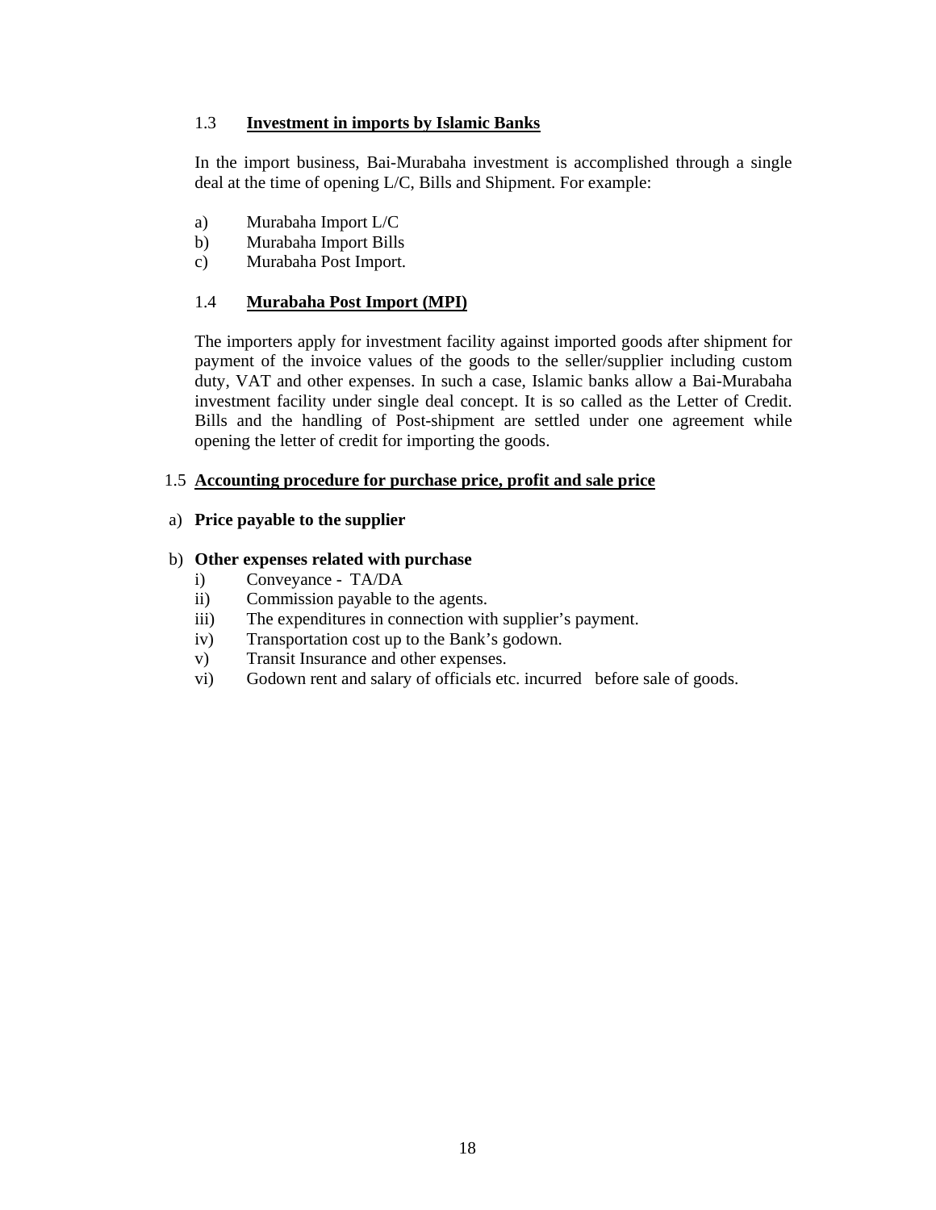### 1.3 Investment in imports by Islamic Banks

In the import business, Bai-Murabaha investment is accomplished through a single deal at the time of opening L/C, Bills and Shipment. For example:

a) Murabaha Import L/C
b) Murabaha Import Bills
c) Murabaha Post Import.

### 1.4 Murabaha Post Import (MPI)

The importers apply for investment facility against imported goods after shipment for payment of the invoice values of the goods to the seller/supplier including custom duty, VAT and other expenses. In such a case, Islamic banks allow a Bai-Murabaha investment facility under single deal concept. It is so called as the Letter of Credit. Bills and the handling of Post-shipment are settled under one agreement while opening the letter of credit for importing the goods.

### 1.5 Accounting procedure for purchase price, profit and sale price

a) **Price payable to the supplier**

b) **Other expenses related with purchase**

i) Conveyance - TA/DA
ii) Commission payable to the agents.
iii) The expenditures in connection with supplier's payment.
iv) Transportation cost up to the Bank's godown.
v) Transit Insurance and other expenses.
vi) Godown rent and salary of officials etc. incurred before sale of goods.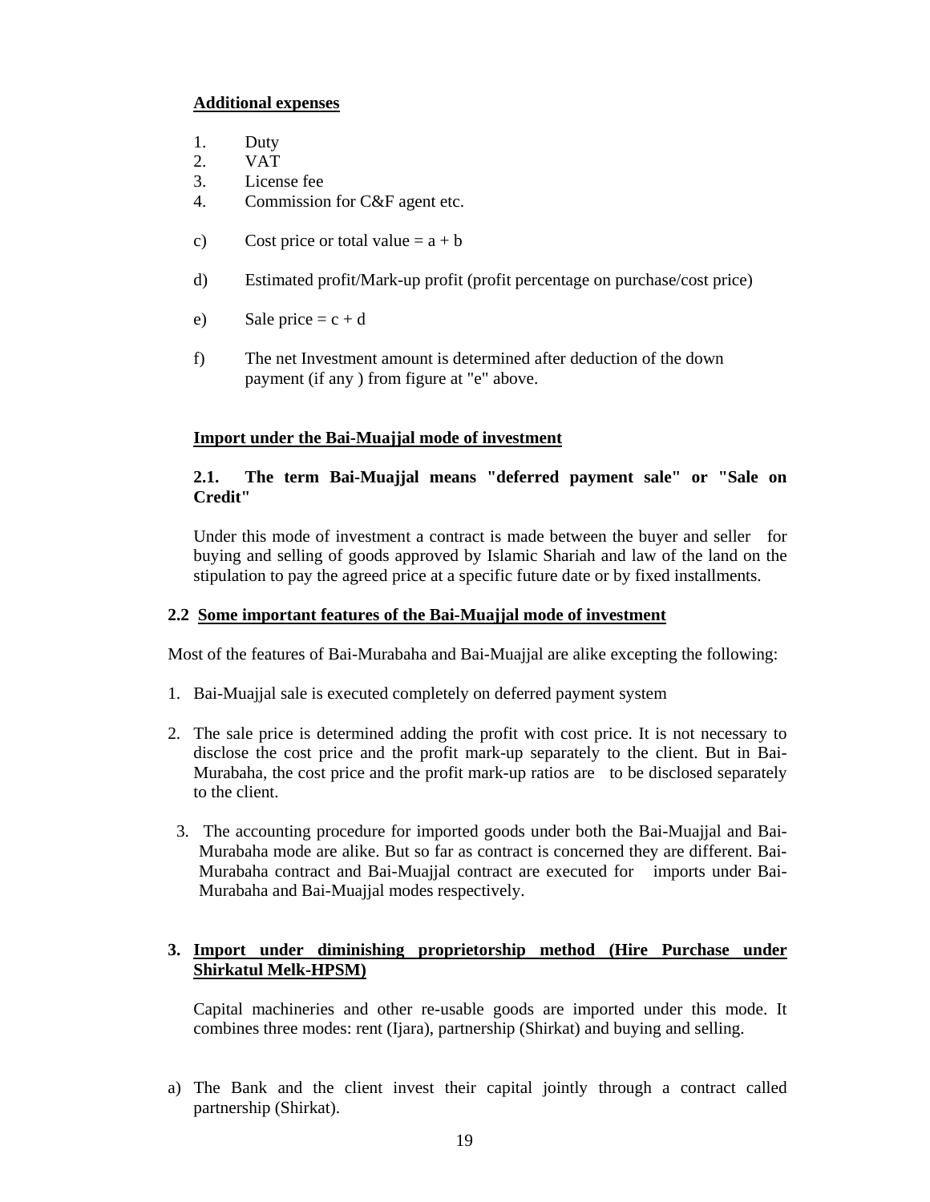**Additional expenses**

1. Duty
2. VAT
3. License fee
4. Commission for C&F agent etc.

c) Cost price or total value = a + b

d) Estimated profit/Mark-up profit (profit percentage on purchase/cost price)

e) Sale price = c + d

f) The net Investment amount is determined after deduction of the down payment (if any ) from figure at "e" above.

**Import under the Bai-Muajjal mode of investment**

**2.1. The term Bai-Muajjal means "deferred payment sale" or "Sale on Credit"**

Under this mode of investment a contract is made between the buyer and seller for buying and selling of goods approved by Islamic Shariah and law of the land on the stipulation to pay the agreed price at a specific future date or by fixed installments.

**2.2 Some important features of the Bai-Muajjal mode of investment**

Most of the features of Bai-Murabaha and Bai-Muajjal are alike excepting the following:

1. Bai-Muajjal sale is executed completely on deferred payment system
2. The sale price is determined adding the profit with cost price. It is not necessary to disclose the cost price and the profit mark-up separately to the client. But in Bai-Murabaha, the cost price and the profit mark-up ratios are to be disclosed separately to the client.
3. The accounting procedure for imported goods under both the Bai-Muajjal and Bai-Murabaha mode are alike. But so far as contract is concerned they are different. Bai-Murabaha contract and Bai-Muajjal contract are executed for imports under Bai-Murabaha and Bai-Muajjal modes respectively.

**3. Import under diminishing proprietorship method (Hire Purchase under Shirkatul Melk-HPSM)**

Capital machineries and other re-usable goods are imported under this mode. It combines three modes: rent (Ijara), partnership (Shirkat) and buying and selling.

a) The Bank and the client invest their capital jointly through a contract called partnership (Shirkat).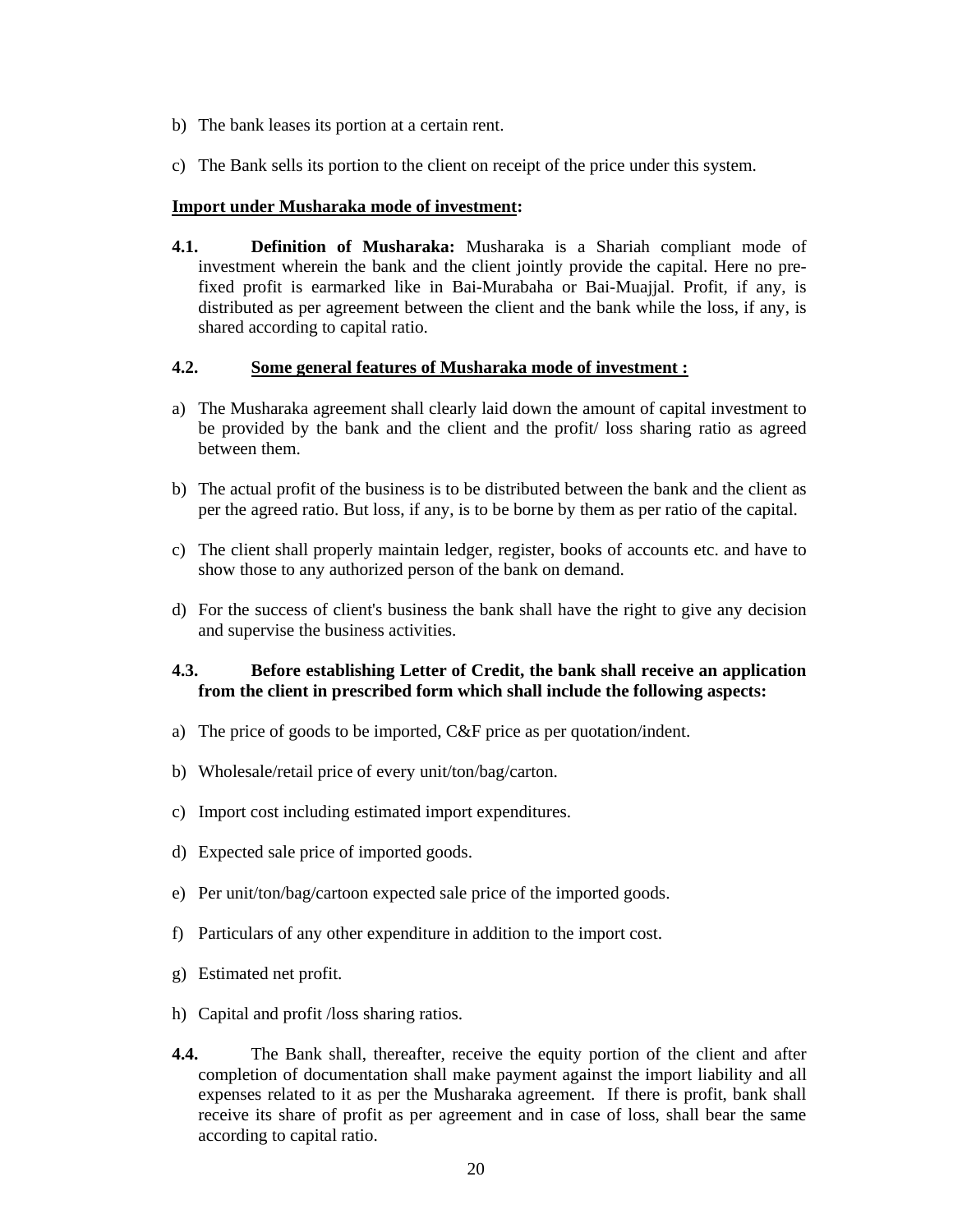b) The bank leases its portion at a certain rent.

c) The Bank sells its portion to the client on receipt of the price under this system.

**<u>Import under Musharaka mode of investment</u>:**

**4.1. Definition of Musharaka:** Musharaka is a Shariah compliant mode of investment wherein the bank and the client jointly provide the capital. Here no pre-fixed profit is earmarked like in Bai-Murabaha or Bai-Muajjal. Profit, if any, is distributed as per agreement between the client and the bank while the loss, if any, is shared according to capital ratio.

**4.2. <u>Some general features of Musharaka mode of investment :</u>**

a) The Musharaka agreement shall clearly laid down the amount of capital investment to be provided by the bank and the client and the profit/ loss sharing ratio as agreed between them.

b) The actual profit of the business is to be distributed between the bank and the client as per the agreed ratio. But loss, if any, is to be borne by them as per ratio of the capital.

c) The client shall properly maintain ledger, register, books of accounts etc. and have to show those to any authorized person of the bank on demand.

d) For the success of client's business the bank shall have the right to give any decision and supervise the business activities.

**4.3. Before establishing Letter of Credit, the bank shall receive an application from the client in prescribed form which shall include the following aspects:**

a) The price of goods to be imported, C&F price as per quotation/indent.

b) Wholesale/retail price of every unit/ton/bag/carton.

c) Import cost including estimated import expenditures.

d) Expected sale price of imported goods.

e) Per unit/ton/bag/cartoon expected sale price of the imported goods.

f) Particulars of any other expenditure in addition to the import cost.

g) Estimated net profit.

h) Capital and profit /loss sharing ratios.

**4.4.** The Bank shall, thereafter, receive the equity portion of the client and after completion of documentation shall make payment against the import liability and all expenses related to it as per the Musharaka agreement. If there is profit, bank shall receive its share of profit as per agreement and in case of loss, shall bear the same according to capital ratio.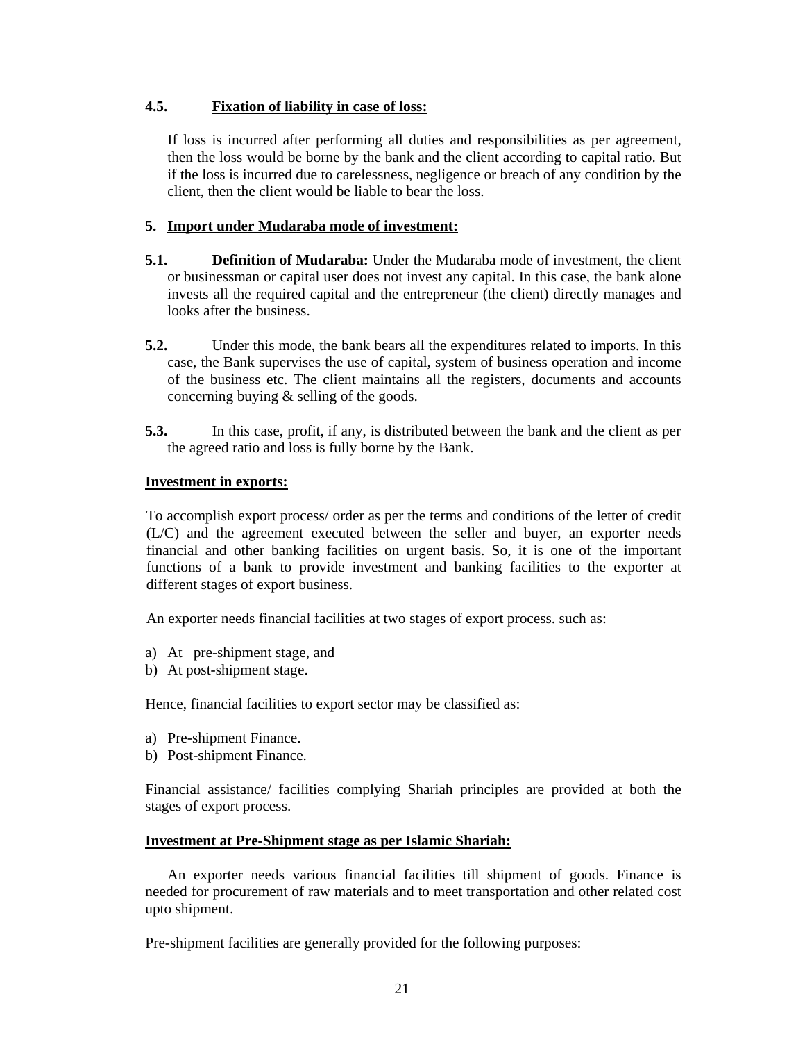**4.5. Fixation of liability in case of loss:**

If loss is incurred after performing all duties and responsibilities as per agreement, then the loss would be borne by the bank and the client according to capital ratio. But if the loss is incurred due to carelessness, negligence or breach of any condition by the client, then the client would be liable to bear the loss.

**5. Import under Mudaraba mode of investment:**

**5.1. Definition of Mudaraba:** Under the Mudaraba mode of investment, the client or businessman or capital user does not invest any capital. In this case, the bank alone invests all the required capital and the entrepreneur (the client) directly manages and looks after the business.

**5.2.** Under this mode, the bank bears all the expenditures related to imports. In this case, the Bank supervises the use of capital, system of business operation and income of the business etc. The client maintains all the registers, documents and accounts concerning buying & selling of the goods.

**5.3.** In this case, profit, if any, is distributed between the bank and the client as per the agreed ratio and loss is fully borne by the Bank.

**Investment in exports:**

To accomplish export process/ order as per the terms and conditions of the letter of credit (L/C) and the agreement executed between the seller and buyer, an exporter needs financial and other banking facilities on urgent basis. So, it is one of the important functions of a bank to provide investment and banking facilities to the exporter at different stages of export business.

An exporter needs financial facilities at two stages of export process. such as:

a) At pre-shipment stage, and
b) At post-shipment stage.

Hence, financial facilities to export sector may be classified as:

a) Pre-shipment Finance.
b) Post-shipment Finance.

Financial assistance/ facilities complying Shariah principles are provided at both the stages of export process.

**Investment at Pre-Shipment stage as per Islamic Shariah:**

An exporter needs various financial facilities till shipment of goods. Finance is needed for procurement of raw materials and to meet transportation and other related cost upto shipment.

Pre-shipment facilities are generally provided for the following purposes: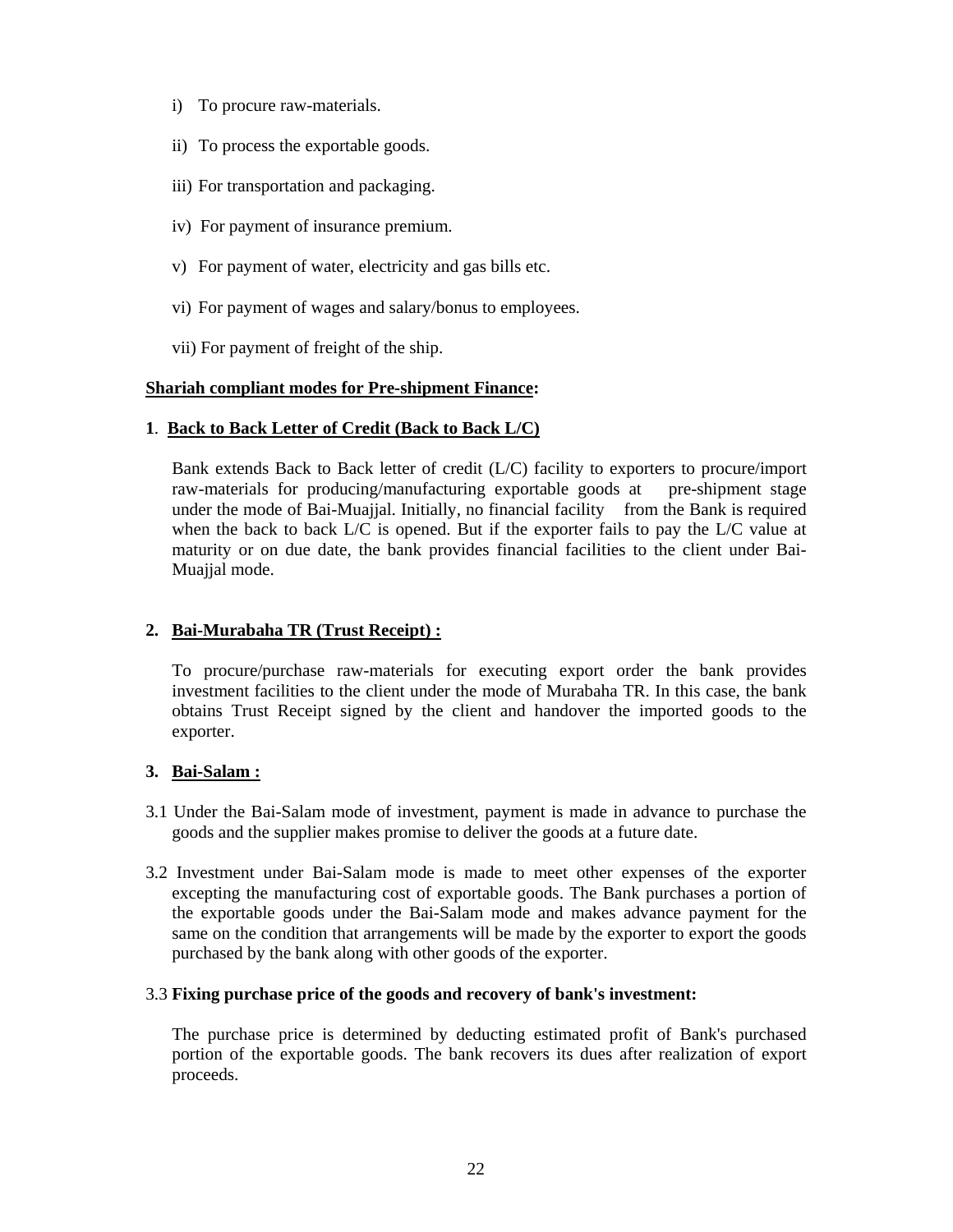i) To procure raw-materials.

ii) To process the exportable goods.

iii) For transportation and packaging.

iv) For payment of insurance premium.

v) For payment of water, electricity and gas bills etc.

vi) For payment of wages and salary/bonus to employees.

vii) For payment of freight of the ship.

**Shariah compliant modes for Pre-shipment Finance:**

**1. Back to Back Letter of Credit (Back to Back L/C)**

Bank extends Back to Back letter of credit (L/C) facility to exporters to procure/import raw-materials for producing/manufacturing exportable goods at pre-shipment stage under the mode of Bai-Muajjal. Initially, no financial facility from the Bank is required when the back to back L/C is opened. But if the exporter fails to pay the L/C value at maturity or on due date, the bank provides financial facilities to the client under Bai-Muajjal mode.

**2. Bai-Murabaha TR (Trust Receipt) :**

To procure/purchase raw-materials for executing export order the bank provides investment facilities to the client under the mode of Murabaha TR. In this case, the bank obtains Trust Receipt signed by the client and handover the imported goods to the exporter.

**3. Bai-Salam :**

3.1 Under the Bai-Salam mode of investment, payment is made in advance to purchase the goods and the supplier makes promise to deliver the goods at a future date.

3.2 Investment under Bai-Salam mode is made to meet other expenses of the exporter excepting the manufacturing cost of exportable goods. The Bank purchases a portion of the exportable goods under the Bai-Salam mode and makes advance payment for the same on the condition that arrangements will be made by the exporter to export the goods purchased by the bank along with other goods of the exporter.

3.3 **Fixing purchase price of the goods and recovery of bank's investment:**

The purchase price is determined by deducting estimated profit of Bank's purchased portion of the exportable goods. The bank recovers its dues after realization of export proceeds.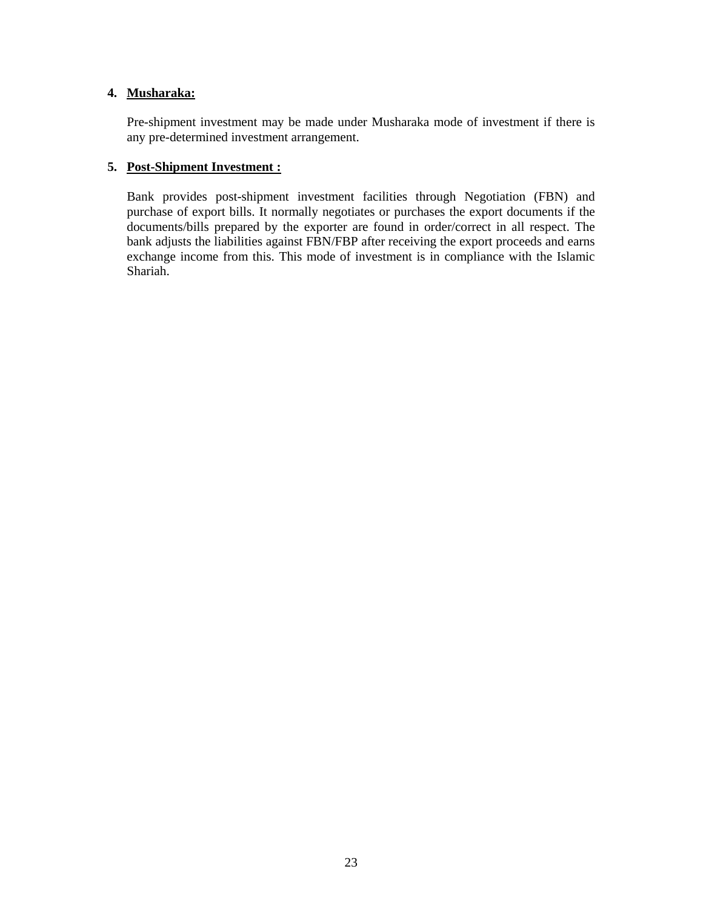**4. Musharaka:**

Pre-shipment investment may be made under Musharaka mode of investment if there is any pre-determined investment arrangement.

**5. Post-Shipment Investment :**

Bank provides post-shipment investment facilities through Negotiation (FBN) and purchase of export bills. It normally negotiates or purchases the export documents if the documents/bills prepared by the exporter are found in order/correct in all respect. The bank adjusts the liabilities against FBN/FBP after receiving the export proceeds and earns exchange income from this. This mode of investment is in compliance with the Islamic Shariah.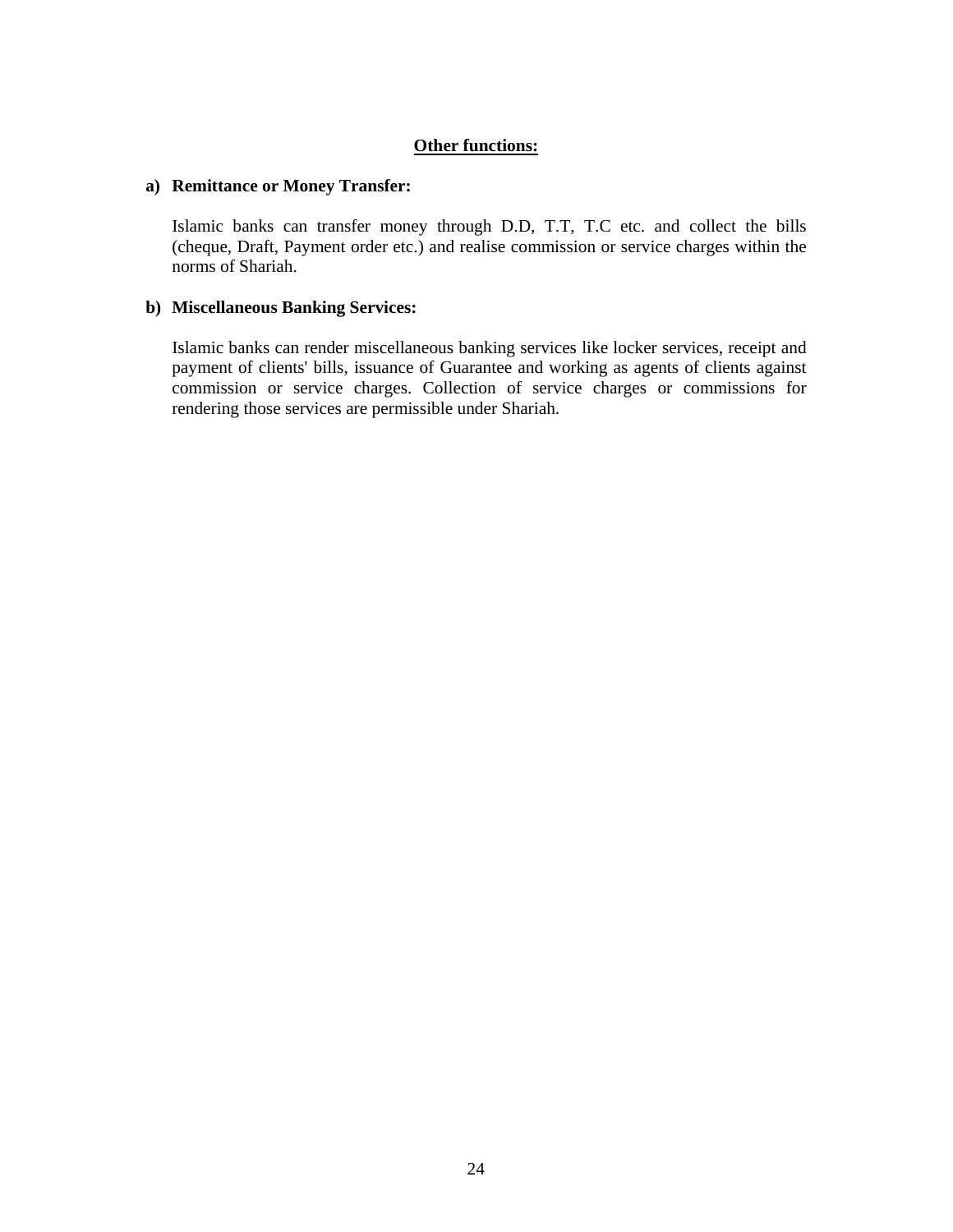## Other functions:

**a) Remittance or Money Transfer:**

Islamic banks can transfer money through D.D, T.T, T.C etc. and collect the bills (cheque, Draft, Payment order etc.) and realise commission or service charges within the norms of Shariah.

**b) Miscellaneous Banking Services:**

Islamic banks can render miscellaneous banking services like locker services, receipt and payment of clients' bills, issuance of Guarantee and working as agents of clients against commission or service charges. Collection of service charges or commissions for rendering those services are permissible under Shariah.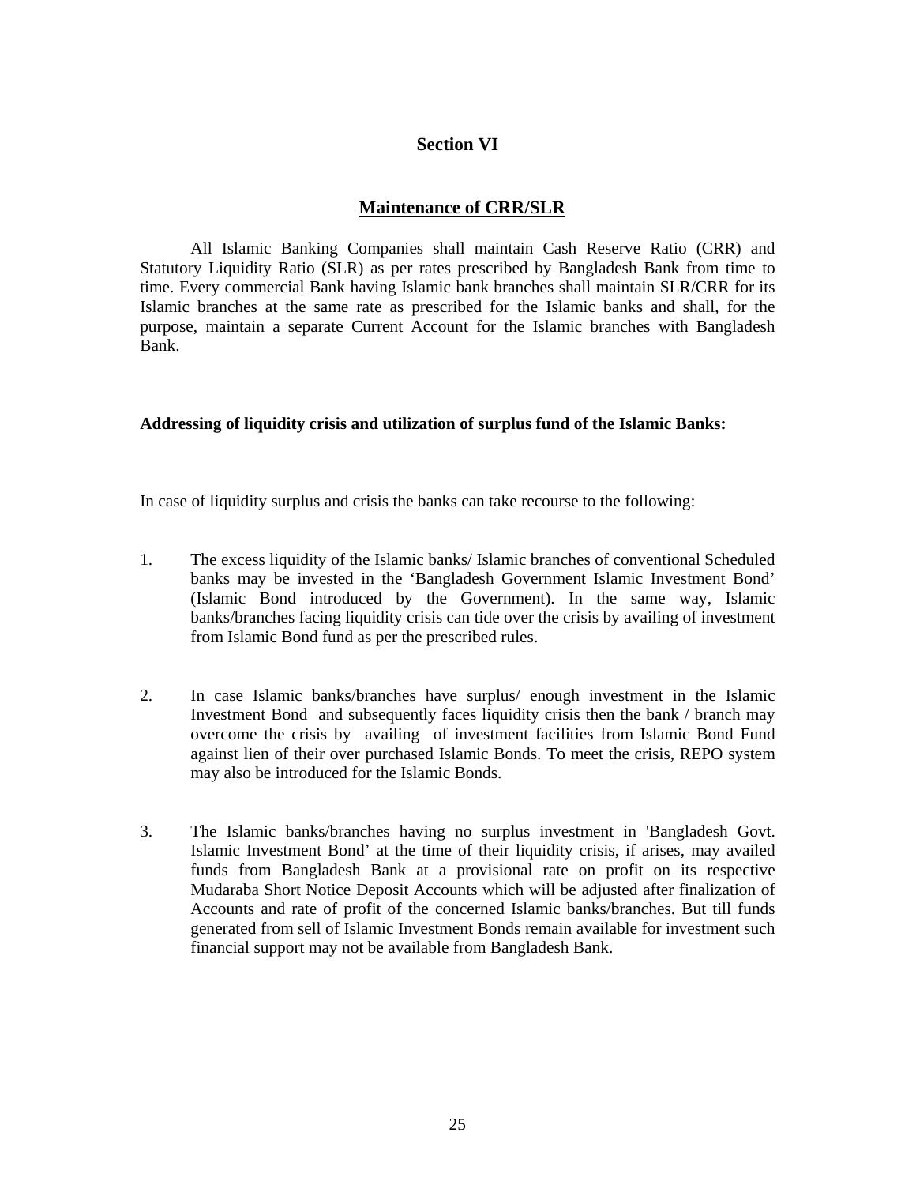# Section VI

## Maintenance of CRR/SLR

All Islamic Banking Companies shall maintain Cash Reserve Ratio (CRR) and Statutory Liquidity Ratio (SLR) as per rates prescribed by Bangladesh Bank from time to time. Every commercial Bank having Islamic bank branches shall maintain SLR/CRR for its Islamic branches at the same rate as prescribed for the Islamic banks and shall, for the purpose, maintain a separate Current Account for the Islamic branches with Bangladesh Bank.

**Addressing of liquidity crisis and utilization of surplus fund of the Islamic Banks:**

In case of liquidity surplus and crisis the banks can take recourse to the following:

1. The excess liquidity of the Islamic banks/ Islamic branches of conventional Scheduled banks may be invested in the 'Bangladesh Government Islamic Investment Bond' (Islamic Bond introduced by the Government). In the same way, Islamic banks/branches facing liquidity crisis can tide over the crisis by availing of investment from Islamic Bond fund as per the prescribed rules.

2. In case Islamic banks/branches have surplus/ enough investment in the Islamic Investment Bond and subsequently faces liquidity crisis then the bank / branch may overcome the crisis by availing of investment facilities from Islamic Bond Fund against lien of their over purchased Islamic Bonds. To meet the crisis, REPO system may also be introduced for the Islamic Bonds.

3. The Islamic banks/branches having no surplus investment in 'Bangladesh Govt. Islamic Investment Bond' at the time of their liquidity crisis, if arises, may availed funds from Bangladesh Bank at a provisional rate on profit on its respective Mudaraba Short Notice Deposit Accounts which will be adjusted after finalization of Accounts and rate of profit of the concerned Islamic banks/branches. But till funds generated from sell of Islamic Investment Bonds remain available for investment such financial support may not be available from Bangladesh Bank.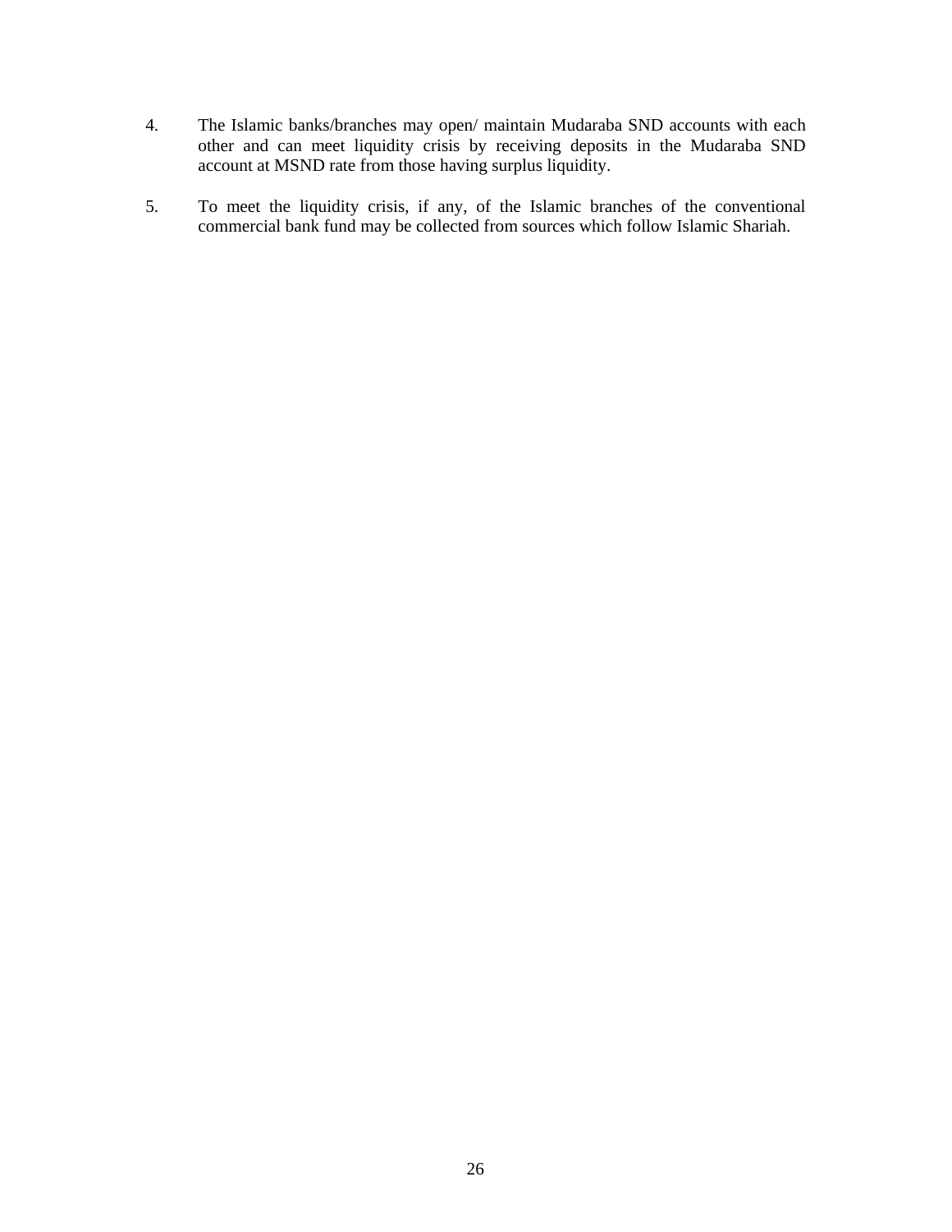4. The Islamic banks/branches may open/ maintain Mudaraba SND accounts with each other and can meet liquidity crisis by receiving deposits in the Mudaraba SND account at MSND rate from those having surplus liquidity.

5. To meet the liquidity crisis, if any, of the Islamic branches of the conventional commercial bank fund may be collected from sources which follow Islamic Shariah.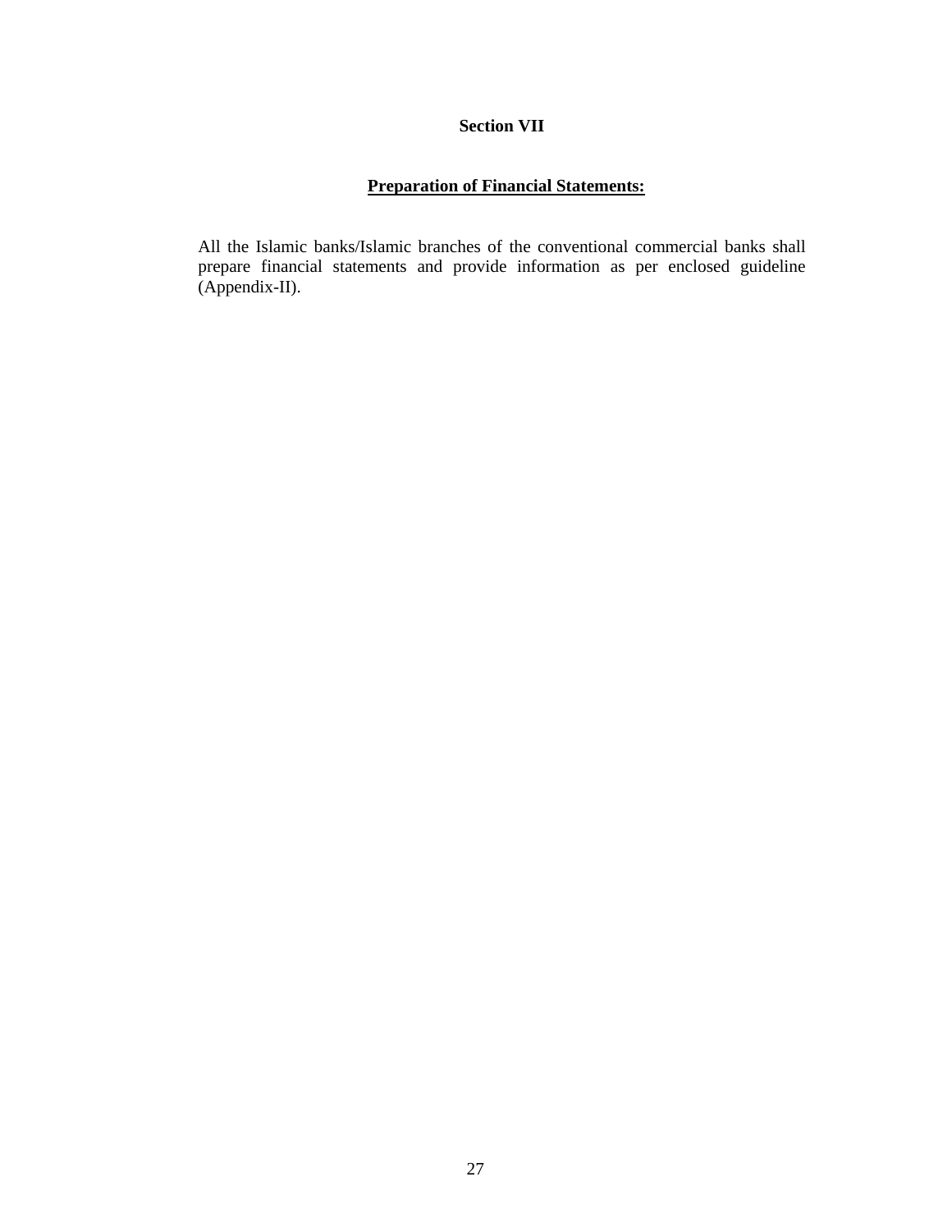## Section VII

### Preparation of Financial Statements:

All the Islamic banks/Islamic branches of the conventional commercial banks shall prepare financial statements and provide information as per enclosed guideline (Appendix-II).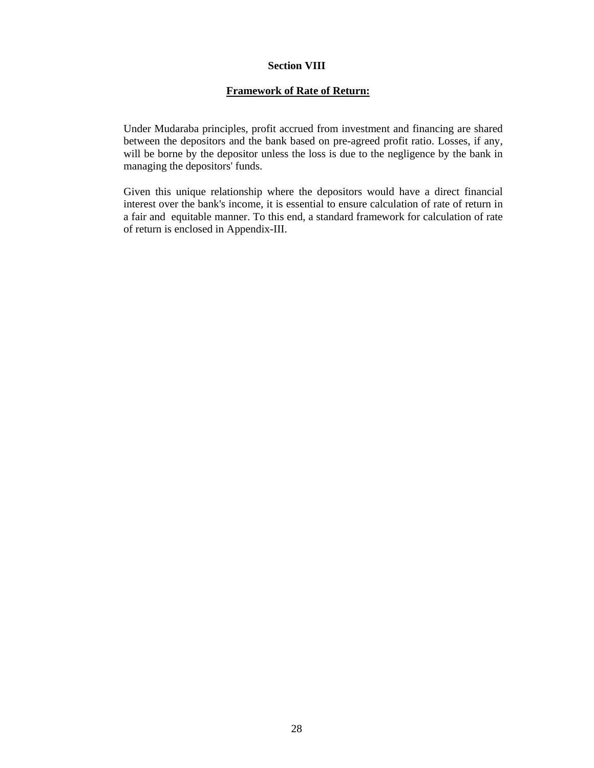## Section VIII

### Framework of Rate of Return:

Under Mudaraba principles, profit accrued from investment and financing are shared between the depositors and the bank based on pre-agreed profit ratio. Losses, if any, will be borne by the depositor unless the loss is due to the negligence by the bank in managing the depositors' funds.

Given this unique relationship where the depositors would have a direct financial interest over the bank's income, it is essential to ensure calculation of rate of return in a fair and equitable manner. To this end, a standard framework for calculation of rate of return is enclosed in Appendix-III.